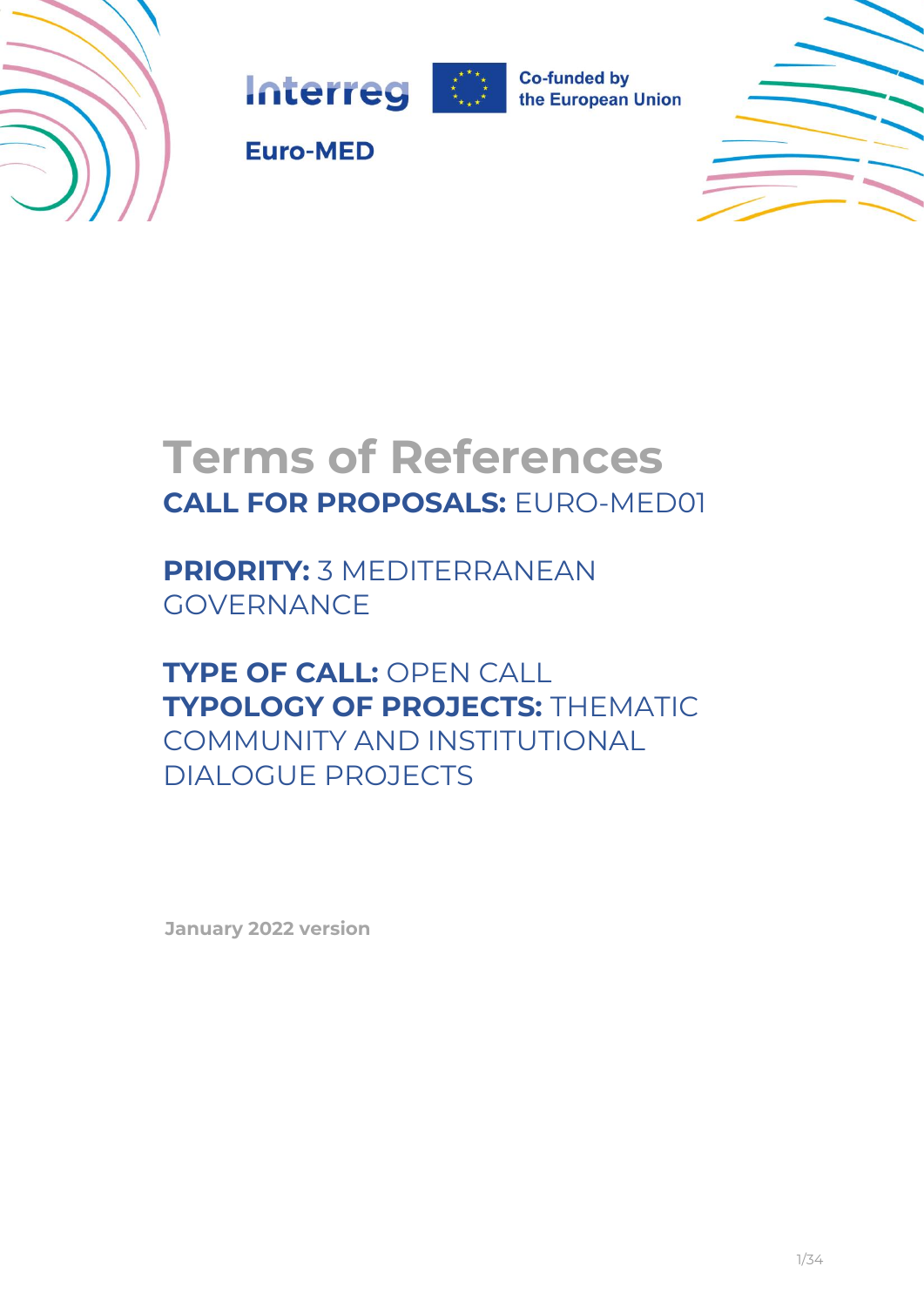Interreg

Co-funded by the European Union

Euro-MED

# Terms of References

## CALL FOR PROPOSALS: EURO-MED01

**PRIORITY:** 3 MEDITERRANEAN GOVERNANCE

**TYPE OF CALL:** OPEN CALL

**TYPOLOGY OF PROJECTS:** THEMATIC COMMUNITY AND INSTITUTIONAL DIALOGUE PROJECTS

**January 2022 version**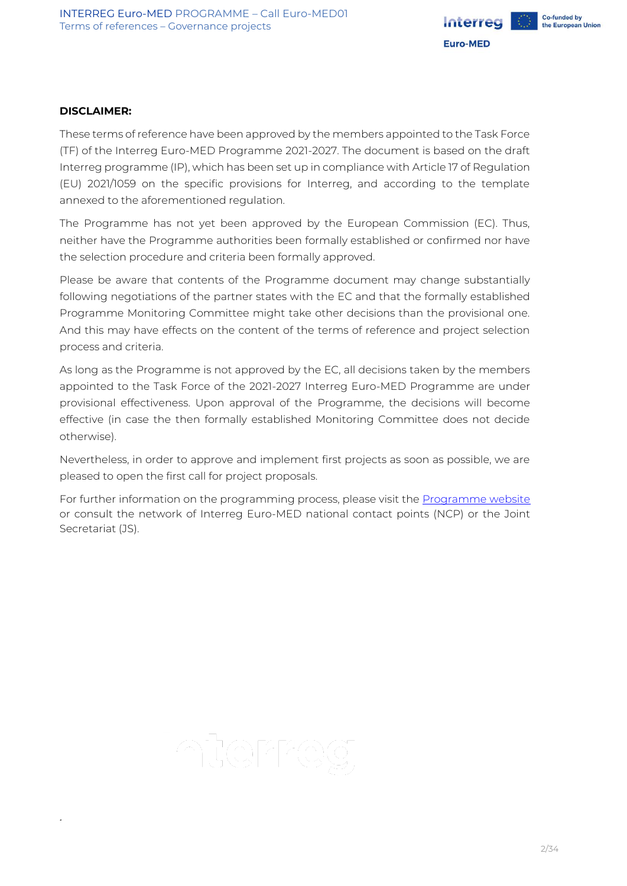**DISCLAIMER:**

These terms of reference have been approved by the members appointed to the Task Force (TF) of the Interreg Euro-MED Programme 2021-2027. The document is based on the draft Interreg programme (IP), which has been set up in compliance with Article 17 of Regulation (EU) 2021/1059 on the specific provisions for Interreg, and according to the template annexed to the aforementioned regulation.

The Programme has not yet been approved by the European Commission (EC). Thus, neither have the Programme authorities been formally established or confirmed nor have the selection procedure and criteria been formally approved.

Please be aware that contents of the Programme document may change substantially following negotiations of the partner states with the EC and that the formally established Programme Monitoring Committee might take other decisions than the provisional one. And this may have effects on the content of the terms of reference and project selection process and criteria.

As long as the Programme is not approved by the EC, all decisions taken by the members appointed to the Task Force of the 2021-2027 Interreg Euro-MED Programme are under provisional effectiveness. Upon approval of the Programme, the decisions will become effective (in case the then formally established Monitoring Committee does not decide otherwise).

Nevertheless, in order to approve and implement first projects as soon as possible, we are pleased to open the first call for project proposals.

For further information on the programming process, please visit the [Programme website](#) or consult the network of Interreg Euro-MED national contact points (NCP) or the Joint Secretariat (JS).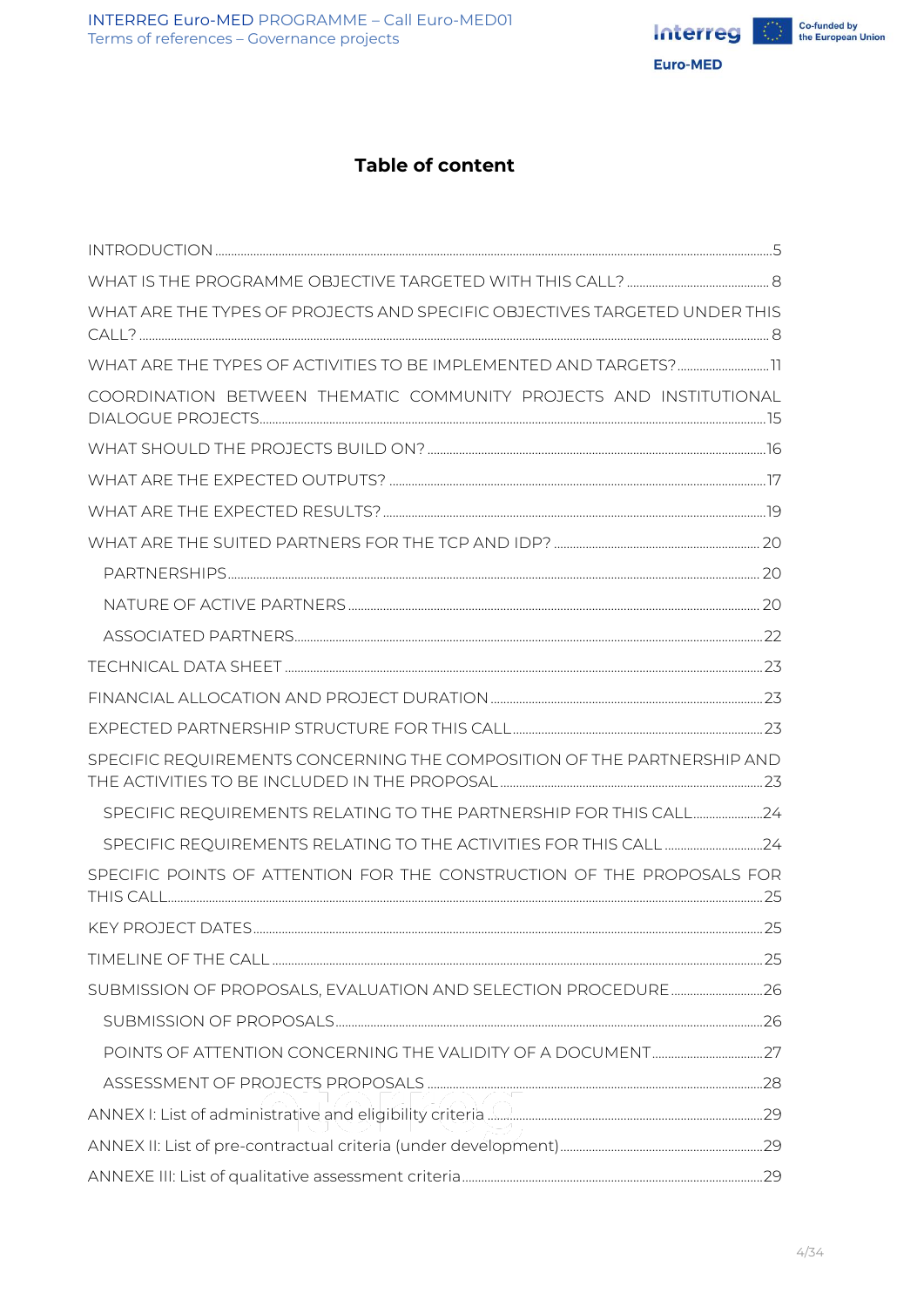# Table of content

INTRODUCTION ....................................................................................................................... 5

WHAT IS THE PROGRAMME OBJECTIVE TARGETED WITH THIS CALL? ....................................... 8

WHAT ARE THE TYPES OF PROJECTS AND SPECIFIC OBJECTIVES TARGETED UNDER THIS CALL? ....................................................................................................................... 8

WHAT ARE THE TYPES OF ACTIVITIES TO BE IMPLEMENTED AND TARGETS? ........................ 11

COORDINATION BETWEEN THEMATIC COMMUNITY PROJECTS AND INSTITUTIONAL DIALOGUE PROJECTS ........................................................................................................... 15

WHAT SHOULD THE PROJECTS BUILD ON? ........................................................................... 16

WHAT ARE THE EXPECTED OUTPUTS? ................................................................................... 17

WHAT ARE THE EXPECTED RESULTS? .................................................................................... 19

WHAT ARE THE SUITED PARTNERS FOR THE TCP AND IDP? ................................................. 20

- PARTNERSHIPS ................................................................................................................ 20
- NATURE OF ACTIVE PARTNERS ........................................................................................ 20
- ASSOCIATED PARTNERS .................................................................................................. 22

TECHNICAL DATA SHEET ........................................................................................................ 23

FINANCIAL ALLOCATION AND PROJECT DURATION ............................................................... 23

EXPECTED PARTNERSHIP STRUCTURE FOR THIS CALL .......................................................... 23

SPECIFIC REQUIREMENTS CONCERNING THE COMPOSITION OF THE PARTNERSHIP AND THE ACTIVITIES TO BE INCLUDED IN THE PROPOSAL ............................................................ 23

- SPECIFIC REQUIREMENTS RELATING TO THE PARTNERSHIP FOR THIS CALL ..................... 24
- SPECIFIC REQUIREMENTS RELATING TO THE ACTIVITIES FOR THIS CALL ......................... 24

SPECIFIC POINTS OF ATTENTION FOR THE CONSTRUCTION OF THE PROPOSALS FOR THIS CALL ....................................................................................................................... 25

KEY PROJECT DATES .............................................................................................................. 25

TIMELINE OF THE CALL .......................................................................................................... 25

SUBMISSION OF PROPOSALS, EVALUATION AND SELECTION PROCEDURE .......................... 26

- SUBMISSION OF PROPOSALS .......................................................................................... 26
- POINTS OF ATTENTION CONCERNING THE VALIDITY OF A DOCUMENT ............................ 27
- ASSESSMENT OF PROJECTS PROPOSALS ......................................................................... 28

ANNEX I: List of administrative and eligibility criteria ................................................................. 29

ANNEX II: List of pre-contractual criteria (under development) .................................................... 29

ANNEXE III: List of qualitative assessment criteria ..................................................................... 29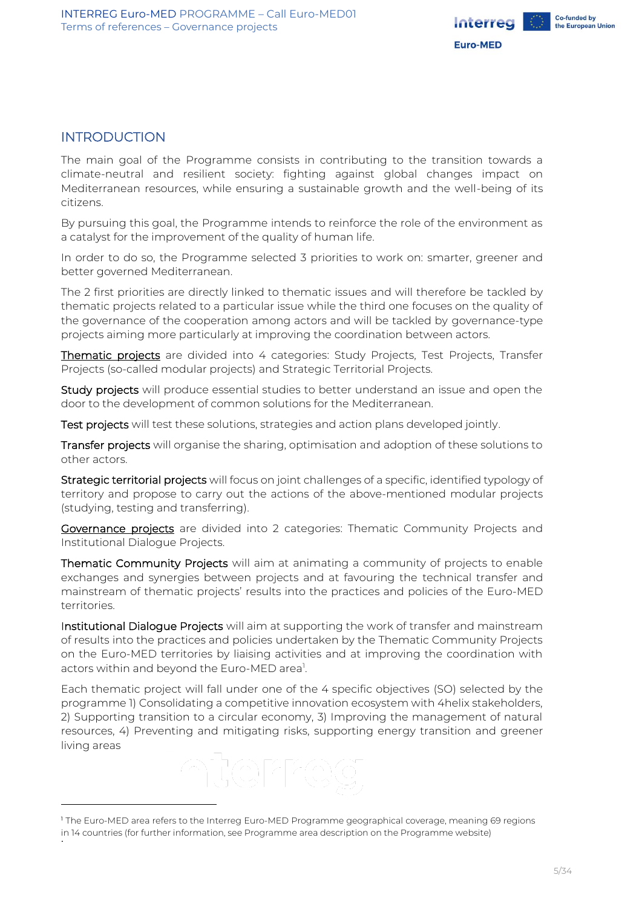# INTRODUCTION

The main goal of the Programme consists in contributing to the transition towards a climate-neutral and resilient society: fighting against global changes impact on Mediterranean resources, while ensuring a sustainable growth and the well-being of its citizens.

By pursuing this goal, the Programme intends to reinforce the role of the environment as a catalyst for the improvement of the quality of human life.

In order to do so, the Programme selected 3 priorities to work on: smarter, greener and better governed Mediterranean.

The 2 first priorities are directly linked to thematic issues and will therefore be tackled by thematic projects related to a particular issue while the third one focuses on the quality of the governance of the cooperation among actors and will be tackled by governance-type projects aiming more particularly at improving the coordination between actors.

Thematic projects are divided into 4 categories: Study Projects, Test Projects, Transfer Projects (so-called modular projects) and Strategic Territorial Projects.

Study projects will produce essential studies to better understand an issue and open the door to the development of common solutions for the Mediterranean.

Test projects will test these solutions, strategies and action plans developed jointly.

Transfer projects will organise the sharing, optimisation and adoption of these solutions to other actors.

Strategic territorial projects will focus on joint challenges of a specific, identified typology of territory and propose to carry out the actions of the above-mentioned modular projects (studying, testing and transferring).

Governance projects are divided into 2 categories: Thematic Community Projects and Institutional Dialogue Projects.

Thematic Community Projects will aim at animating a community of projects to enable exchanges and synergies between projects and at favouring the technical transfer and mainstream of thematic projects' results into the practices and policies of the Euro-MED territories.

Institutional Dialogue Projects will aim at supporting the work of transfer and mainstream of results into the practices and policies undertaken by the Thematic Community Projects on the Euro-MED territories by liaising activities and at improving the coordination with actors within and beyond the Euro-MED area[1].

Each thematic project will fall under one of the 4 specific objectives (SO) selected by the programme 1) Consolidating a competitive innovation ecosystem with 4helix stakeholders, 2) Supporting transition to a circular economy, 3) Improving the management of natural resources, 4) Preventing and mitigating risks, supporting energy transition and greener living areas

[1] The Euro-MED area refers to the Interreg Euro-MED Programme geographical coverage, meaning 69 regions in 14 countries (for further information, see Programme area description on the Programme website)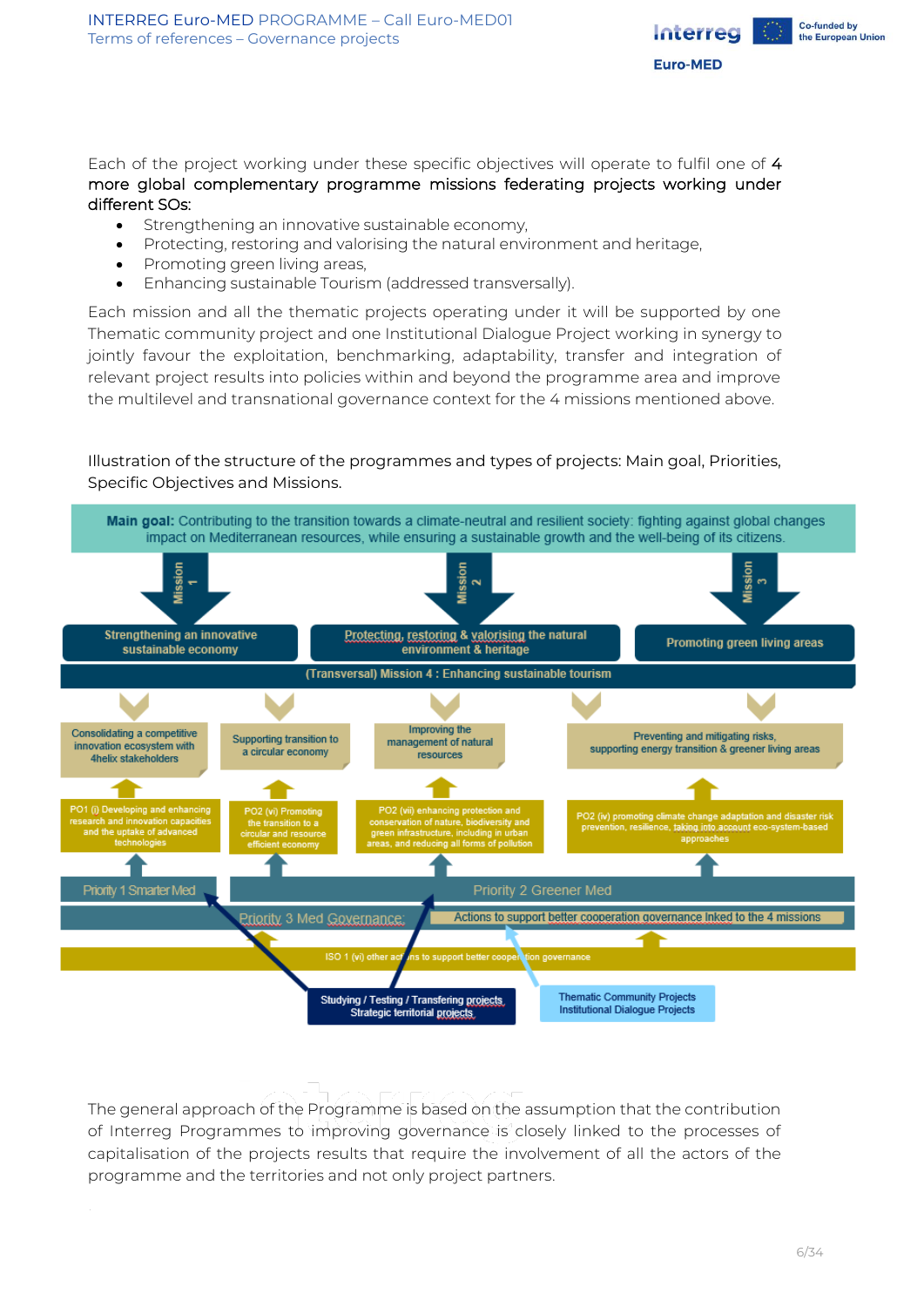Each of the project working under these specific objectives will operate to fulfil one of **4 more global complementary programme missions federating projects working under different SOs:**

- Strengthening an innovative sustainable economy,
- Protecting, restoring and valorising the natural environment and heritage,
- Promoting green living areas,
- Enhancing sustainable Tourism (addressed transversally).

Each mission and all the thematic projects operating under it will be supported by one Thematic community project and one Institutional Dialogue Project working in synergy to jointly favour the exploitation, benchmarking, adaptability, transfer and integration of relevant project results into policies within and beyond the programme area and improve the multilevel and transnational governance context for the 4 missions mentioned above.

Illustration of the structure of the programmes and types of projects: Main goal, Priorities, Specific Objectives and Missions.

**Main goal:** Contributing to the transition towards a climate-neutral and resilient society: fighting against global changes impact on Mediterranean resources, while ensuring a sustainable growth and the well-being of its citizens.

- Mission 1: Strengthening an innovative sustainable economy
- Mission 2: Protecting, restoring & valorising the natural environment & heritage
- Mission 3: Promoting green living areas
- (Transversal) Mission 4 : Enhancing sustainable tourism

| Consolidating a competitive innovation ecosystem with 4helix stakeholders | Supporting transition to a circular economy | Improving the management of natural resources | Preventing and mitigating risks, supporting energy transition & greener living areas |
|---|---|---|---|
| PO1 (i) Developing and enhancing research and innovation capacities and the uptake of advanced technologies | PO2 (vi) Promoting the transition to a circular and resource efficient economy | PO2 (vii) enhancing protection and conservation of nature, biodiversity and green infrastructure, including in urban areas, and reducing all forms of pollution | PO2 (iv) promoting climate change adaptation and disaster risk prevention, resilience, taking into account eco-system-based approaches |
| Priority 1 Smarter Med | Priority 2 Greener Med | | |

Priority 3 Med Governance: Actions to support better cooperation governance lnked to the 4 missions

ISO 1 (vi) other actions to support better cooperation governance

- Studying / Testing / Transfering projects, Strategic territorial projects
- Thematic Community Projects, Institutional Dialogue Projects

The general approach of the Programme is based on the assumption that the contribution of Interreg Programmes to improving governance is closely linked to the processes of capitalisation of the projects results that require the involvement of all the actors of the programme and the territories and not only project partners.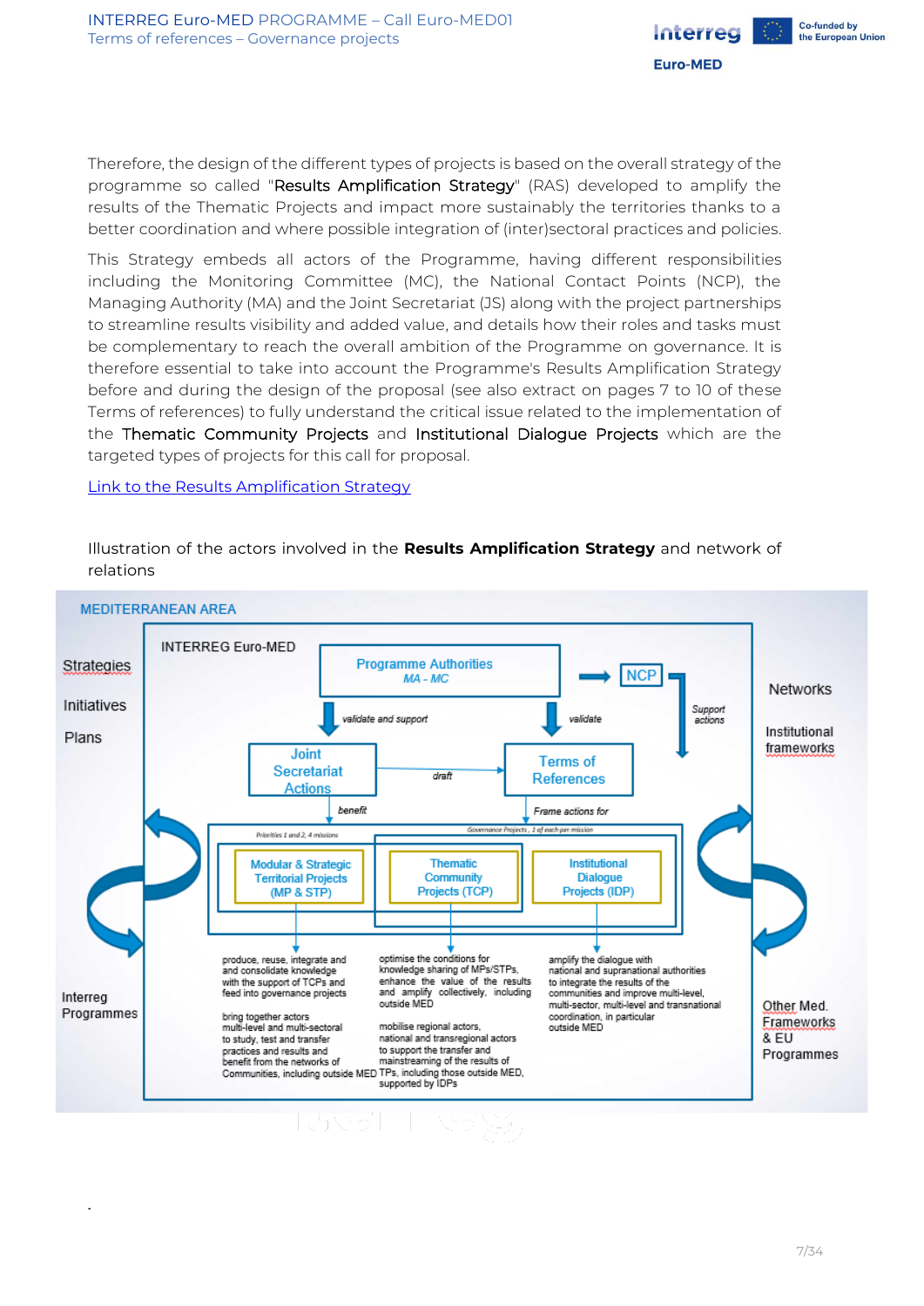Therefore, the design of the different types of projects is based on the overall strategy of the programme so called "Results Amplification Strategy" (RAS) developed to amplify the results of the Thematic Projects and impact more sustainably the territories thanks to a better coordination and where possible integration of (inter)sectoral practices and policies.

This Strategy embeds all actors of the Programme, having different responsibilities including the Monitoring Committee (MC), the National Contact Points (NCP), the Managing Authority (MA) and the Joint Secretariat (JS) along with the project partnerships to streamline results visibility and added value, and details how their roles and tasks must be complementary to reach the overall ambition of the Programme on governance. It is therefore essential to take into account the Programme's Results Amplification Strategy before and during the design of the proposal (see also extract on pages 7 to 10 of these Terms of references) to fully understand the critical issue related to the implementation of the Thematic Community Projects and Institutional Dialogue Projects which are the targeted types of projects for this call for proposal.

[Link to the Results Amplification Strategy]

Illustration of the actors involved in the **Results Amplification Strategy** and network of relations

MEDITERRANEAN AREA

Strategies

Initiatives

Plans

Interreg Programmes

Networks

Institutional frameworks

Other Med. Frameworks & EU Programmes

INTERREG Euro-MED

Programme Authorities
*MA - MC*

NCP

*Support actions*

*validate and support*

*validate*

Joint Secretariat Actions

*draft*

Terms of References

*benefit*

*Frame actions for*

*Priorities 1 and 2, 4 missions*

*Governance Projects , 1 of each per mission*

Modular & Strategic Territorial Projects (MP & STP)

Thematic Community Projects (TCP)

Institutional Dialogue Projects (IDP)

produce, reuse, integrate and and consolidate knowledge with the support of TCPs and feed into governance projects

bring together actors multi-level and multi-sectoral to study, test and transfer practices and results and benefit from the networks of Communities, including outside MED

optimise the conditions for knowledge sharing of MPs/STPs, enhance the value of the results and amplify collectively, including outside MED

mobilise regional actors, national and transregional actors to support the transfer and mainstreaming of the results of TPs, including those outside MED, supported by IDPs

amplify the dialogue with national and supranational authorities to integrate the results of the communities and improve multi-level, multi-sector, multi-level and transnational coordination, in particular outside MED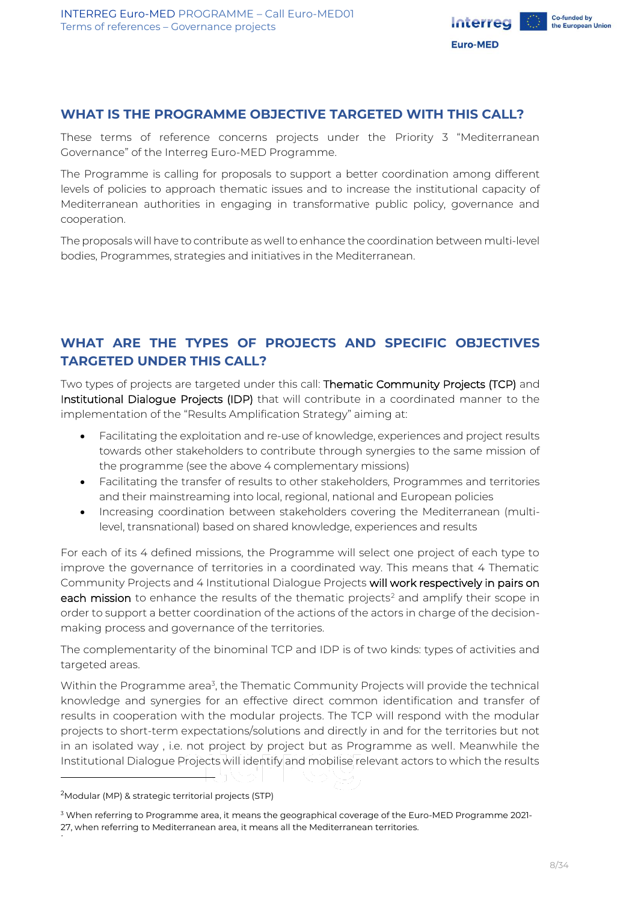## WHAT IS THE PROGRAMME OBJECTIVE TARGETED WITH THIS CALL?

These terms of reference concerns projects under the Priority 3 "Mediterranean Governance" of the Interreg Euro-MED Programme.

The Programme is calling for proposals to support a better coordination among different levels of policies to approach thematic issues and to increase the institutional capacity of Mediterranean authorities in engaging in transformative public policy, governance and cooperation.

The proposals will have to contribute as well to enhance the coordination between multi-level bodies, Programmes, strategies and initiatives in the Mediterranean.

## WHAT ARE THE TYPES OF PROJECTS AND SPECIFIC OBJECTIVES TARGETED UNDER THIS CALL?

Two types of projects are targeted under this call: Thematic Community Projects (TCP) and Institutional Dialogue Projects (IDP) that will contribute in a coordinated manner to the implementation of the "Results Amplification Strategy" aiming at:

- Facilitating the exploitation and re-use of knowledge, experiences and project results towards other stakeholders to contribute through synergies to the same mission of the programme (see the above 4 complementary missions)
- Facilitating the transfer of results to other stakeholders, Programmes and territories and their mainstreaming into local, regional, national and European policies
- Increasing coordination between stakeholders covering the Mediterranean (multi-level, transnational) based on shared knowledge, experiences and results

For each of its 4 defined missions, the Programme will select one project of each type to improve the governance of territories in a coordinated way. This means that 4 Thematic Community Projects and 4 Institutional Dialogue Projects will work respectively in pairs on each mission to enhance the results of the thematic projects[2] and amplify their scope in order to support a better coordination of the actions of the actors in charge of the decision-making process and governance of the territories.

The complementarity of the binominal TCP and IDP is of two kinds: types of activities and targeted areas.

Within the Programme area[3], the Thematic Community Projects will provide the technical knowledge and synergies for an effective direct common identification and transfer of results in cooperation with the modular projects. The TCP will respond with the modular projects to short-term expectations/solutions and directly in and for the territories but not in an isolated way , i.e. not project by project but as Programme as well. Meanwhile the Institutional Dialogue Projects will identify and mobilise relevant actors to which the results

---

[2] Modular (MP) & strategic territorial projects (STP)

[3] When referring to Programme area, it means the geographical coverage of the Euro-MED Programme 2021-27, when referring to Mediterranean area, it means all the Mediterranean territories.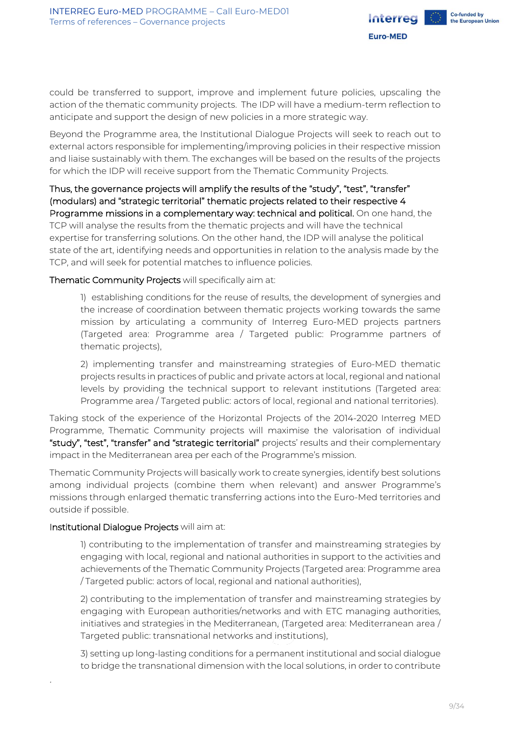could be transferred to support, improve and implement future policies, upscaling the action of the thematic community projects. The IDP will have a medium-term reflection to anticipate and support the design of new policies in a more strategic way.

Beyond the Programme area, the Institutional Dialogue Projects will seek to reach out to external actors responsible for implementing/improving policies in their respective mission and liaise sustainably with them. The exchanges will be based on the results of the projects for which the IDP will receive support from the Thematic Community Projects.

Thus, the governance projects will amplify the results of the “study”, “test”, “transfer” (modulars) and “strategic territorial” thematic projects related to their respective 4 Programme missions in a complementary way: technical and political. On one hand, the TCP will analyse the results from the thematic projects and will have the technical expertise for transferring solutions. On the other hand, the IDP will analyse the political state of the art, identifying needs and opportunities in relation to the analysis made by the TCP, and will seek for potential matches to influence policies.

Thematic Community Projects will specifically aim at:

1) establishing conditions for the reuse of results, the development of synergies and the increase of coordination between thematic projects working towards the same mission by articulating a community of Interreg Euro-MED projects partners (Targeted area: Programme area / Targeted public: Programme partners of thematic projects),

2) implementing transfer and mainstreaming strategies of Euro-MED thematic projects results in practices of public and private actors at local, regional and national levels by providing the technical support to relevant institutions (Targeted area: Programme area / Targeted public: actors of local, regional and national territories).

Taking stock of the experience of the Horizontal Projects of the 2014-2020 Interreg MED Programme, Thematic Community projects will maximise the valorisation of individual “study”, “test”, “transfer” and “strategic territorial” projects’ results and their complementary impact in the Mediterranean area per each of the Programme’s mission.

Thematic Community Projects will basically work to create synergies, identify best solutions among individual projects (combine them when relevant) and answer Programme’s missions through enlarged thematic transferring actions into the Euro-Med territories and outside if possible.

Institutional Dialogue Projects will aim at:

1) contributing to the implementation of transfer and mainstreaming strategies by engaging with local, regional and national authorities in support to the activities and achievements of the Thematic Community Projects (Targeted area: Programme area / Targeted public: actors of local, regional and national authorities),

2) contributing to the implementation of transfer and mainstreaming strategies by engaging with European authorities/networks and with ETC managing authorities, initiatives and strategies in the Mediterranean, (Targeted area: Mediterranean area / Targeted public: transnational networks and institutions),

3) setting up long-lasting conditions for a permanent institutional and social dialogue to bridge the transnational dimension with the local solutions, in order to contribute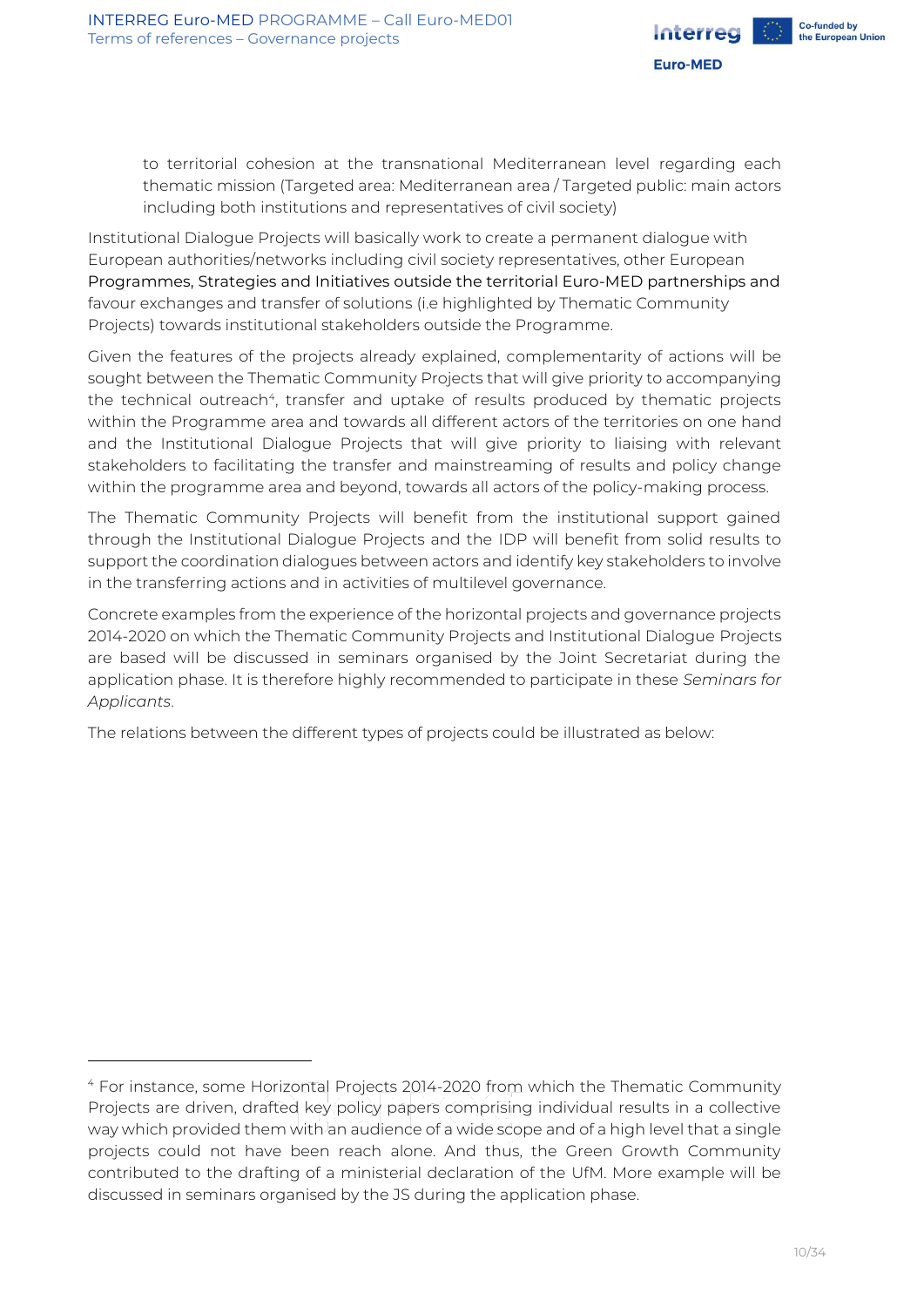to territorial cohesion at the transnational Mediterranean level regarding each thematic mission (Targeted area: Mediterranean area / Targeted public: main actors including both institutions and representatives of civil society)

Institutional Dialogue Projects will basically work to create a permanent dialogue with European authorities/networks including civil society representatives, other European Programmes, Strategies and Initiatives outside the territorial Euro-MED partnerships and favour exchanges and transfer of solutions (i.e highlighted by Thematic Community Projects) towards institutional stakeholders outside the Programme.

Given the features of the projects already explained, complementarity of actions will be sought between the Thematic Community Projects that will give priority to accompanying the technical outreach[4], transfer and uptake of results produced by thematic projects within the Programme area and towards all different actors of the territories on one hand and the Institutional Dialogue Projects that will give priority to liaising with relevant stakeholders to facilitating the transfer and mainstreaming of results and policy change within the programme area and beyond, towards all actors of the policy-making process.

The Thematic Community Projects will benefit from the institutional support gained through the Institutional Dialogue Projects and the IDP will benefit from solid results to support the coordination dialogues between actors and identify key stakeholders to involve in the transferring actions and in activities of multilevel governance.

Concrete examples from the experience of the horizontal projects and governance projects 2014-2020 on which the Thematic Community Projects and Institutional Dialogue Projects are based will be discussed in seminars organised by the Joint Secretariat during the application phase. It is therefore highly recommended to participate in these *Seminars for Applicants*.

The relations between the different types of projects could be illustrated as below:

[4] For instance, some Horizontal Projects 2014-2020 from which the Thematic Community Projects are driven, drafted key policy papers comprising individual results in a collective way which provided them with an audience of a wide scope and of a high level that a single projects could not have been reach alone. And thus, the Green Growth Community contributed to the drafting of a ministerial declaration of the UfM. More example will be discussed in seminars organised by the JS during the application phase.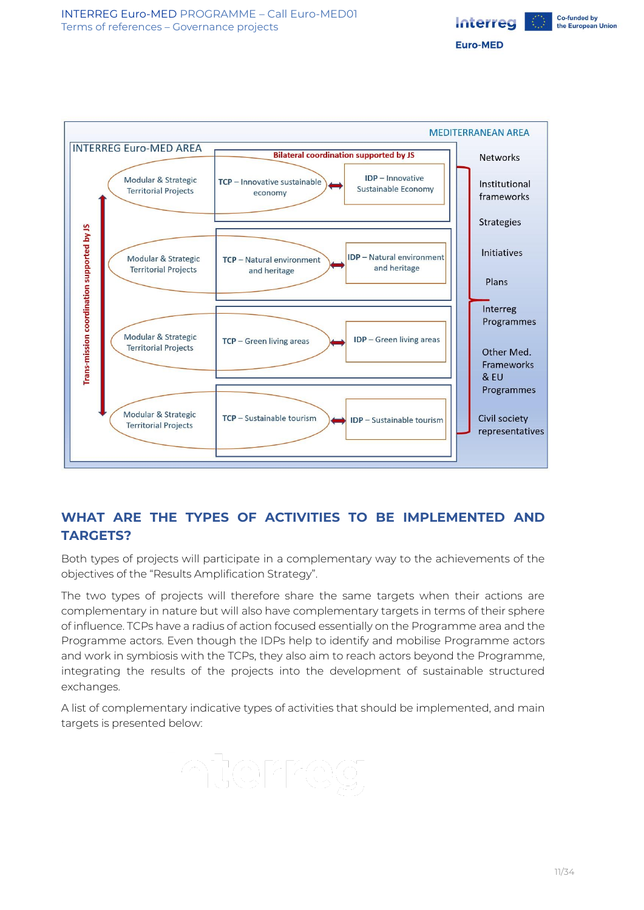MEDITERRANEAN AREA

INTERREG Euro-MED AREA

Bilateral coordination supported by JS

Trans-mission coordination supported by JS

| | | |
|---|---|---|
| Modular & Strategic Territorial Projects | TCP – Innovative sustainable economy | IDP – Innovative Sustainable Economy |
| Modular & Strategic Territorial Projects | TCP – Natural environment and heritage | IDP – Natural environment and heritage |
| Modular & Strategic Territorial Projects | TCP – Green living areas | IDP – Green living areas |
| Modular & Strategic Territorial Projects | TCP – Sustainable tourism | IDP – Sustainable tourism |

- Networks
- Institutional frameworks
- Strategies
- Initiatives
- Plans
- Interreg Programmes
- Other Med. Frameworks & EU Programmes
- Civil society representatives

## WHAT ARE THE TYPES OF ACTIVITIES TO BE IMPLEMENTED AND TARGETS?

Both types of projects will participate in a complementary way to the achievements of the objectives of the "Results Amplification Strategy".

The two types of projects will therefore share the same targets when their actions are complementary in nature but will also have complementary targets in terms of their sphere of influence. TCPs have a radius of action focused essentially on the Programme area and the Programme actors. Even though the IDPs help to identify and mobilise Programme actors and work in symbiosis with the TCPs, they also aim to reach actors beyond the Programme, integrating the results of the projects into the development of sustainable structured exchanges.

A list of complementary indicative types of activities that should be implemented, and main targets is presented below: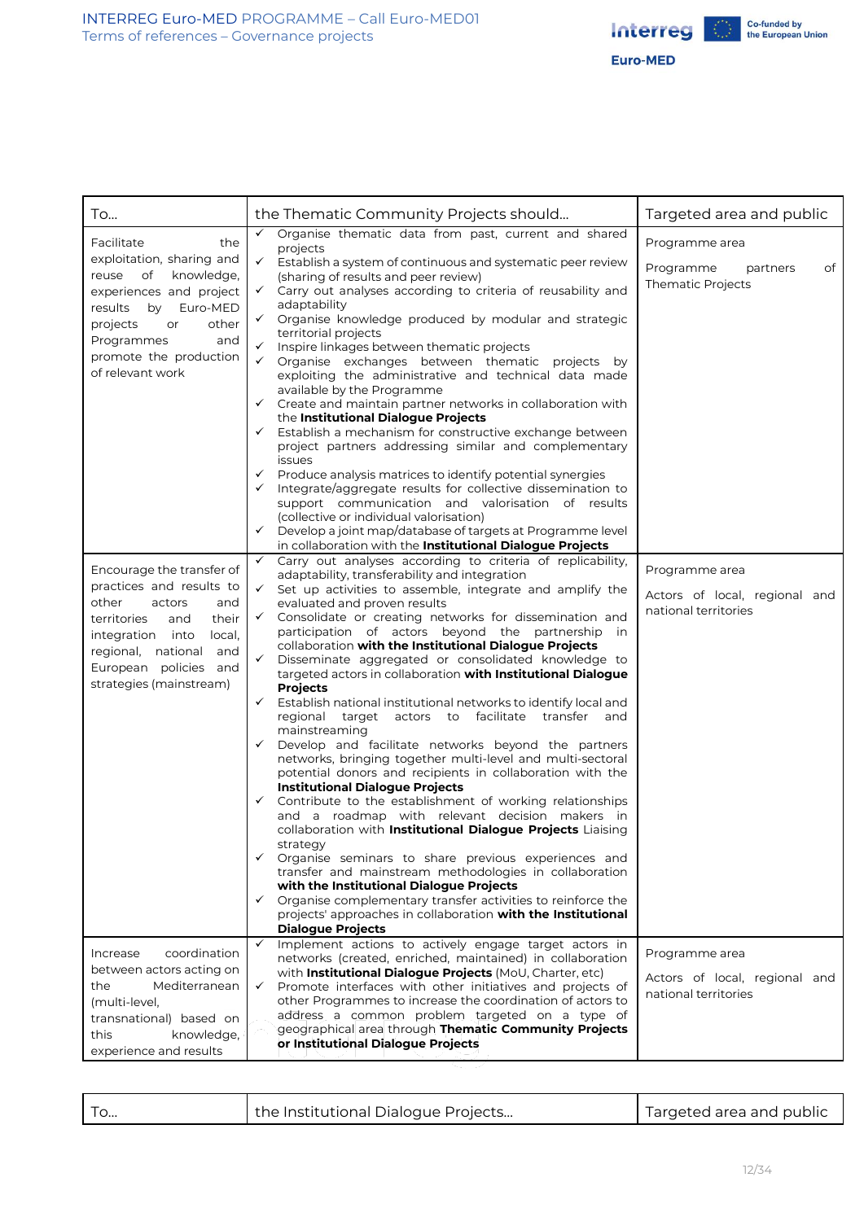| To… | the Thematic Community Projects should… | Targeted area and public |
|---|---|---|
| Facilitate the exploitation, sharing and reuse of knowledge, experiences and project results by Euro-MED projects or other Programmes and promote the production of relevant work | ✓ Organise thematic data from past, current and shared projects<br>✓ Establish a system of continuous and systematic peer review (sharing of results and peer review)<br>✓ Carry out analyses according to criteria of reusability and adaptability<br>✓ Organise knowledge produced by modular and strategic territorial projects<br>✓ Inspire linkages between thematic projects<br>✓ Organise exchanges between thematic projects by exploiting the administrative and technical data made available by the Programme<br>✓ Create and maintain partner networks in collaboration with the **Institutional Dialogue Projects**<br>✓ Establish a mechanism for constructive exchange between project partners addressing similar and complementary issues<br>✓ Produce analysis matrices to identify potential synergies<br>✓ Integrate/aggregate results for collective dissemination to support communication and valorisation of results (collective or individual valorisation)<br>✓ Develop a joint map/database of targets at Programme level in collaboration with the **Institutional Dialogue Projects** | Programme area<br><br>Programme partners of Thematic Projects |
| Encourage the transfer of practices and results to other actors and territories and their integration into local, regional, national and European policies and strategies (mainstream) | ✓ Carry out analyses according to criteria of replicability, adaptability, transferability and integration<br>✓ Set up activities to assemble, integrate and amplify the evaluated and proven results<br>✓ Consolidate or creating networks for dissemination and participation of actors beyond the partnership in collaboration **with the Institutional Dialogue Projects**<br>✓ Disseminate aggregated or consolidated knowledge to targeted actors in collaboration **with Institutional Dialogue Projects**<br>✓ Establish national institutional networks to identify local and regional target actors to facilitate transfer and mainstreaming<br>✓ Develop and facilitate networks beyond the partners networks, bringing together multi-level and multi-sectoral potential donors and recipients in collaboration with the **Institutional Dialogue Projects**<br>✓ Contribute to the establishment of working relationships and a roadmap with relevant decision makers in collaboration with **Institutional Dialogue Projects** Liaising strategy<br>✓ Organise seminars to share previous experiences and transfer and mainstream methodologies in collaboration **with the Institutional Dialogue Projects**<br>✓ Organise complementary transfer activities to reinforce the projects' approaches in collaboration **with the Institutional Dialogue Projects** | Programme area<br><br>Actors of local, regional and national territories |
| Increase coordination between actors acting on the Mediterranean (multi-level, transnational) based on this knowledge, experience and results | ✓ Implement actions to actively engage target actors in networks (created, enriched, maintained) in collaboration with **Institutional Dialogue Projects** (MoU, Charter, etc)<br>✓ Promote interfaces with other initiatives and projects of other Programmes to increase the coordination of actors to address a common problem targeted on a type of geographical area through **Thematic Community Projects or Institutional Dialogue Projects** | Programme area<br><br>Actors of local, regional and national territories |

| To… | the Institutional Dialogue Projects… | Targeted area and public |
|---|---|---|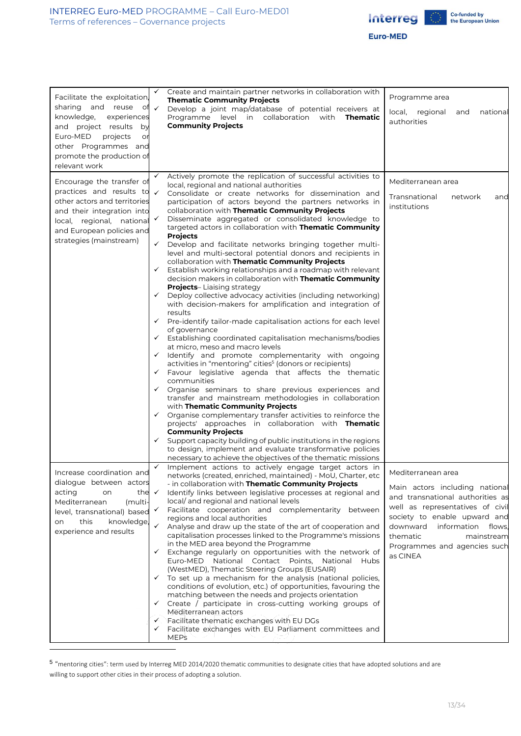| | | |
|---|---|---|
| Facilitate the exploitation, sharing and reuse of knowledge, experiences and project results by Euro-MED projects or other Programmes and promote the production of relevant work | ✓ Create and maintain partner networks in collaboration with **Thematic Community Projects**<br>✓ Develop a joint map/database of potential receivers at Programme level in collaboration with **Thematic Community Projects** | Programme area<br><br>local, regional and national authorities |
| Encourage the transfer of practices and results to other actors and territories and their integration into local, regional, national and European policies and strategies (mainstream) | ✓ Actively promote the replication of successful activities to local, regional and national authorities<br>✓ Consolidate or create networks for dissemination and participation of actors beyond the partners networks in collaboration with **Thematic Community Projects**<br>✓ Disseminate aggregated or consolidated knowledge to targeted actors in collaboration with **Thematic Community Projects**<br>✓ Develop and facilitate networks bringing together multi-level and multi-sectoral potential donors and recipients in collaboration with **Thematic Community Projects**<br>✓ Establish working relationships and a roadmap with relevant decision makers in collaboration with **Thematic Community Projects**– Liaising strategy<br>✓ Deploy collective advocacy activities (including networking) with decision-makers for amplification and integration of results<br>✓ Pre-identify tailor-made capitalisation actions for each level of governance<br>✓ Establishing coordinated capitalisation mechanisms/bodies at micro, meso and macro levels<br>✓ Identify and promote complementarity with ongoing activities in "mentoring" cities[5] (donors or recipients)<br>✓ Favour legislative agenda that affects the thematic communities<br>✓ Organise seminars to share previous experiences and transfer and mainstream methodologies in collaboration with **Thematic Community Projects**<br>✓ Organise complementary transfer activities to reinforce the projects' approaches in collaboration with **Thematic Community Projects**<br>✓ Support capacity building of public institutions in the regions to design, implement and evaluate transformative policies necessary to achieve the objectives of the thematic missions | Mediterranean area<br><br>Transnational network and institutions |
| Increase coordination and dialogue between actors acting on the Mediterranean (multi-level, transnational) based on this knowledge, experience and results | ✓ Implement actions to actively engage target actors in networks (created, enriched, maintained) - MoU, Charter, etc - in collaboration with **Thematic Community Projects**<br>✓ Identify links between legislative processes at regional and local/ and regional and national levels<br>✓ Facilitate cooperation and complementarity between regions and local authorities<br>✓ Analyse and draw up the state of the art of cooperation and capitalisation processes linked to the Programme's missions in the MED area beyond the Programme<br>✓ Exchange regularly on opportunities with the network of Euro-MED National Contact Points, National Hubs (WestMED), Thematic Steering Groups (EUSAIR)<br>✓ To set up a mechanism for the analysis (national policies, conditions of evolution, etc.) of opportunities, favouring the matching between the needs and projects orientation<br>✓ Create / participate in cross-cutting working groups of Mediterranean actors<br>✓ Facilitate thematic exchanges with EU DGs<br>✓ Facilitate exchanges with EU Parliament committees and MEPs | Mediterranean area<br><br>Main actors including national and transnational authorities as well as representatives of civil society to enable upward and downward information flows, thematic mainstream Programmes and agencies such as CINEA |

[5] "mentoring cities": term used by Interreg MED 2014/2020 thematic communities to designate cities that have adopted solutions and are willing to support other cities in their process of adopting a solution.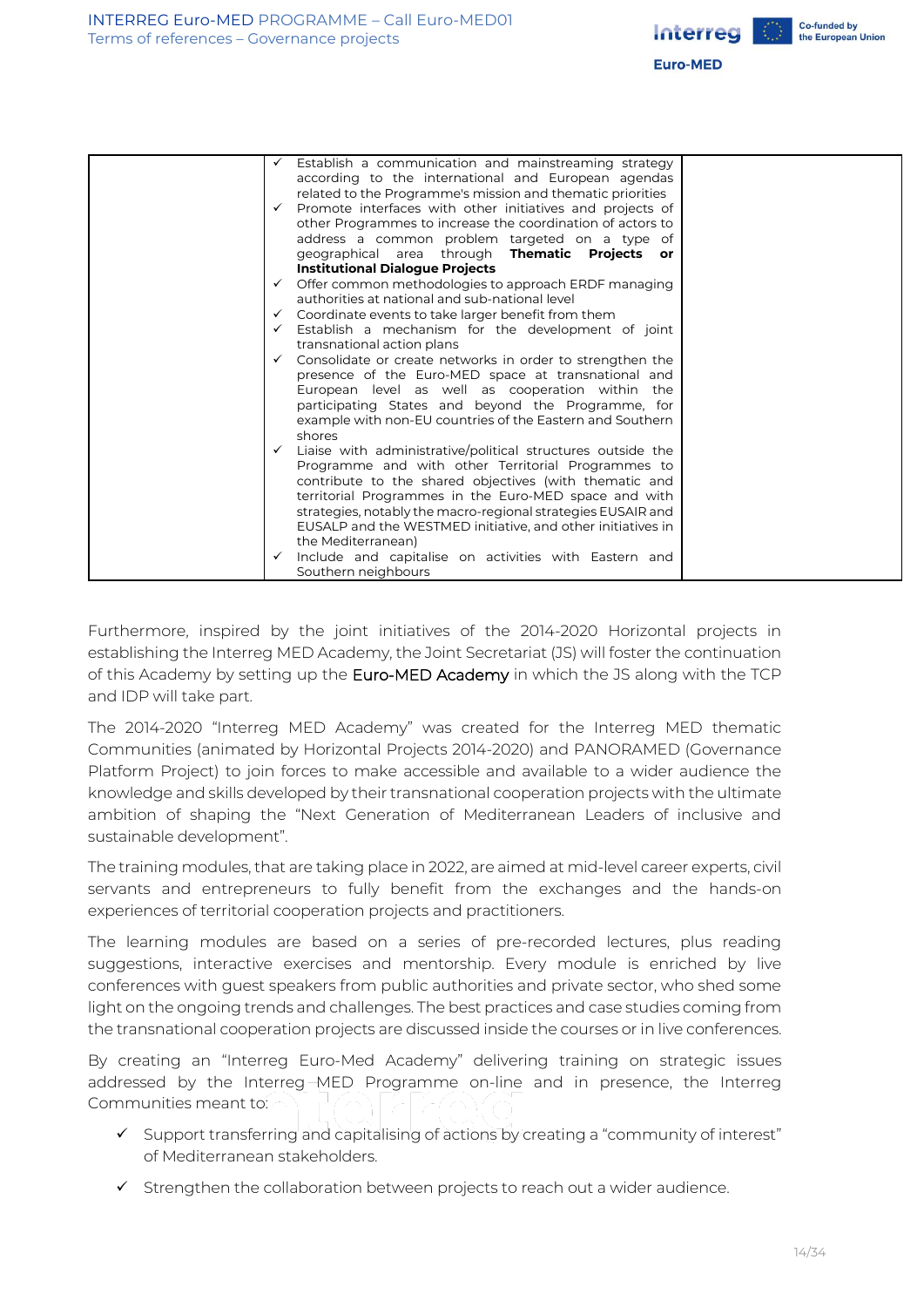| | | |
|---|---|---|
| | ✓ Establish a communication and mainstreaming strategy according to the international and European agendas related to the Programme's mission and thematic priorities<br>✓ Promote interfaces with other initiatives and projects of other Programmes to increase the coordination of actors to address a common problem targeted on a type of geographical area through **Thematic Projects or Institutional Dialogue Projects**<br>✓ Offer common methodologies to approach ERDF managing authorities at national and sub-national level<br>✓ Coordinate events to take larger benefit from them<br>✓ Establish a mechanism for the development of joint transnational action plans<br>✓ Consolidate or create networks in order to strengthen the presence of the Euro-MED space at transnational and European level as well as cooperation within the participating States and beyond the Programme, for example with non-EU countries of the Eastern and Southern shores<br>✓ Liaise with administrative/political structures outside the Programme and with other Territorial Programmes to contribute to the shared objectives (with thematic and territorial Programmes in the Euro-MED space and with strategies, notably the macro-regional strategies EUSAIR and EUSALP and the WESTMED initiative, and other initiatives in the Mediterranean)<br>✓ Include and capitalise on activities with Eastern and Southern neighbours | |

Furthermore, inspired by the joint initiatives of the 2014-2020 Horizontal projects in establishing the Interreg MED Academy, the Joint Secretariat (JS) will foster the continuation of this Academy by setting up the Euro-MED Academy in which the JS along with the TCP and IDP will take part.

The 2014-2020 "Interreg MED Academy" was created for the Interreg MED thematic Communities (animated by Horizontal Projects 2014-2020) and PANORAMED (Governance Platform Project) to join forces to make accessible and available to a wider audience the knowledge and skills developed by their transnational cooperation projects with the ultimate ambition of shaping the "Next Generation of Mediterranean Leaders of inclusive and sustainable development".

The training modules, that are taking place in 2022, are aimed at mid-level career experts, civil servants and entrepreneurs to fully benefit from the exchanges and the hands-on experiences of territorial cooperation projects and practitioners.

The learning modules are based on a series of pre-recorded lectures, plus reading suggestions, interactive exercises and mentorship. Every module is enriched by live conferences with guest speakers from public authorities and private sector, who shed some light on the ongoing trends and challenges. The best practices and case studies coming from the transnational cooperation projects are discussed inside the courses or in live conferences.

By creating an "Interreg Euro-Med Academy" delivering training on strategic issues addressed by the Interreg MED Programme on-line and in presence, the Interreg Communities meant to:

- ✓ Support transferring and capitalising of actions by creating a "community of interest" of Mediterranean stakeholders.
- ✓ Strengthen the collaboration between projects to reach out a wider audience.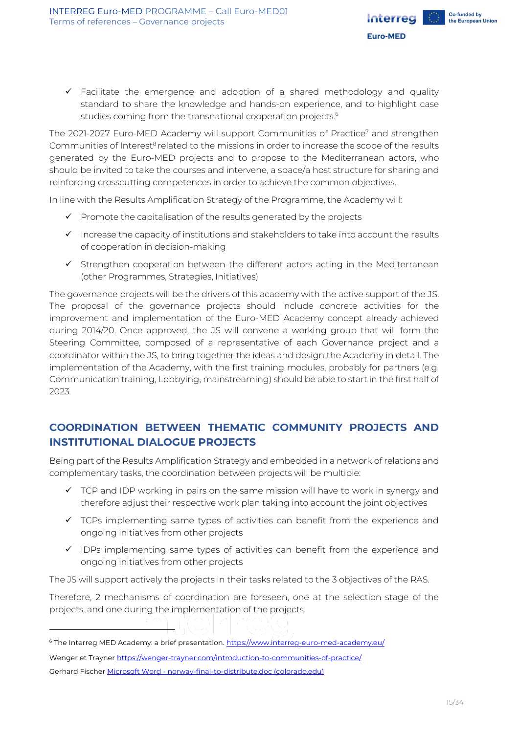- ✓ Facilitate the emergence and adoption of a shared methodology and quality standard to share the knowledge and hands-on experience, and to highlight case studies coming from the transnational cooperation projects.[6]

The 2021-2027 Euro-MED Academy will support Communities of Practice[7] and strengthen Communities of Interest[8] related to the missions in order to increase the scope of the results generated by the Euro-MED projects and to propose to the Mediterranean actors, who should be invited to take the courses and intervene, a space/a host structure for sharing and reinforcing crosscutting competences in order to achieve the common objectives.

In line with the Results Amplification Strategy of the Programme, the Academy will:

- ✓ Promote the capitalisation of the results generated by the projects
- ✓ Increase the capacity of institutions and stakeholders to take into account the results of cooperation in decision-making
- ✓ Strengthen cooperation between the different actors acting in the Mediterranean (other Programmes, Strategies, Initiatives)

The governance projects will be the drivers of this academy with the active support of the JS. The proposal of the governance projects should include concrete activities for the improvement and implementation of the Euro-MED Academy concept already achieved during 2014/20. Once approved, the JS will convene a working group that will form the Steering Committee, composed of a representative of each Governance project and a coordinator within the JS, to bring together the ideas and design the Academy in detail. The implementation of the Academy, with the first training modules, probably for partners (e.g. Communication training, Lobbying, mainstreaming) should be able to start in the first half of 2023.

## COORDINATION BETWEEN THEMATIC COMMUNITY PROJECTS AND INSTITUTIONAL DIALOGUE PROJECTS

Being part of the Results Amplification Strategy and embedded in a network of relations and complementary tasks, the coordination between projects will be multiple:

- ✓ TCP and IDP working in pairs on the same mission will have to work in synergy and therefore adjust their respective work plan taking into account the joint objectives
- ✓ TCPs implementing same types of activities can benefit from the experience and ongoing initiatives from other projects
- ✓ IDPs implementing same types of activities can benefit from the experience and ongoing initiatives from other projects

The JS will support actively the projects in their tasks related to the 3 objectives of the RAS.

Therefore, 2 mechanisms of coordination are foreseen, one at the selection stage of the projects, and one during the implementation of the projects.

---

[6] The Interreg MED Academy: a brief presentation. https://www.interreg-euro-med-academy.eu/

Wenger et Trayner https://wenger-trayner.com/introduction-to-communities-of-practice/

Gerhard Fischer Microsoft Word - norway-final-to-distribute.doc (colorado.edu)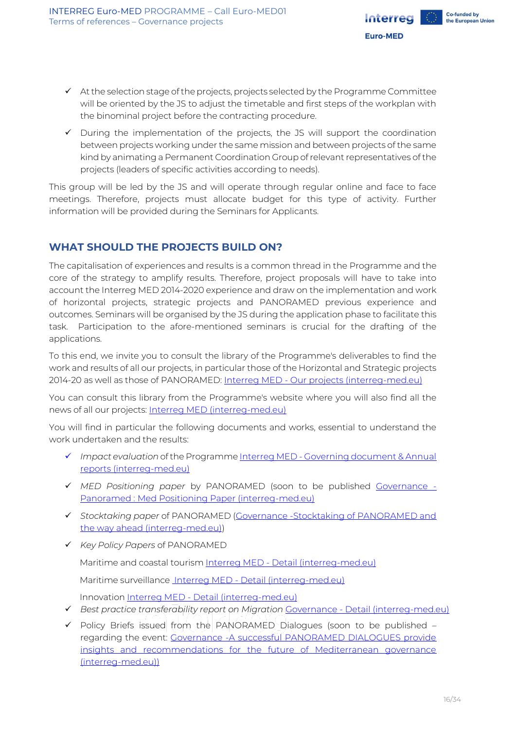- ✓ At the selection stage of the projects, projects selected by the Programme Committee will be oriented by the JS to adjust the timetable and first steps of the workplan with the binominal project before the contracting procedure.
- ✓ During the implementation of the projects, the JS will support the coordination between projects working under the same mission and between projects of the same kind by animating a Permanent Coordination Group of relevant representatives of the projects (leaders of specific activities according to needs).

This group will be led by the JS and will operate through regular online and face to face meetings. Therefore, projects must allocate budget for this type of activity. Further information will be provided during the Seminars for Applicants.

## WHAT SHOULD THE PROJECTS BUILD ON?

The capitalisation of experiences and results is a common thread in the Programme and the core of the strategy to amplify results. Therefore, project proposals will have to take into account the Interreg MED 2014-2020 experience and draw on the implementation and work of horizontal projects, strategic projects and PANORAMED previous experience and outcomes. Seminars will be organised by the JS during the application phase to facilitate this task. Participation to the afore-mentioned seminars is crucial for the drafting of the applications.

To this end, we invite you to consult the library of the Programme's deliverables to find the work and results of all our projects, in particular those of the Horizontal and Strategic projects 2014-20 as well as those of PANORAMED: Interreg MED - Our projects (interreg-med.eu)

You can consult this library from the Programme's website where you will also find all the news of all our projects: Interreg MED (interreg-med.eu)

You will find in particular the following documents and works, essential to understand the work undertaken and the results:

- ✓ *Impact evaluation* of the Programme Interreg MED - Governing document & Annual reports (interreg-med.eu)
- ✓ *MED Positioning paper* by PANORAMED (soon to be published Governance - Panoramed : Med Positioning Paper (interreg-med.eu)
- ✓ *Stocktaking paper* of PANORAMED (Governance -Stocktaking of PANORAMED and the way ahead (interreg-med.eu))
- ✓ *Key Policy Papers* of PANORAMED

  Maritime and coastal tourism Interreg MED - Detail (interreg-med.eu)

  Maritime surveillance Interreg MED - Detail (interreg-med.eu)

  Innovation Interreg MED - Detail (interreg-med.eu)
- ✓ *Best practice transferability report on Migration* Governance - Detail (interreg-med.eu)
- ✓ Policy Briefs issued from the PANORAMED Dialogues (soon to be published – regarding the event: Governance -A successful PANORAMED DIALOGUES provide insights and recommendations for the future of Mediterranean governance (interreg-med.eu))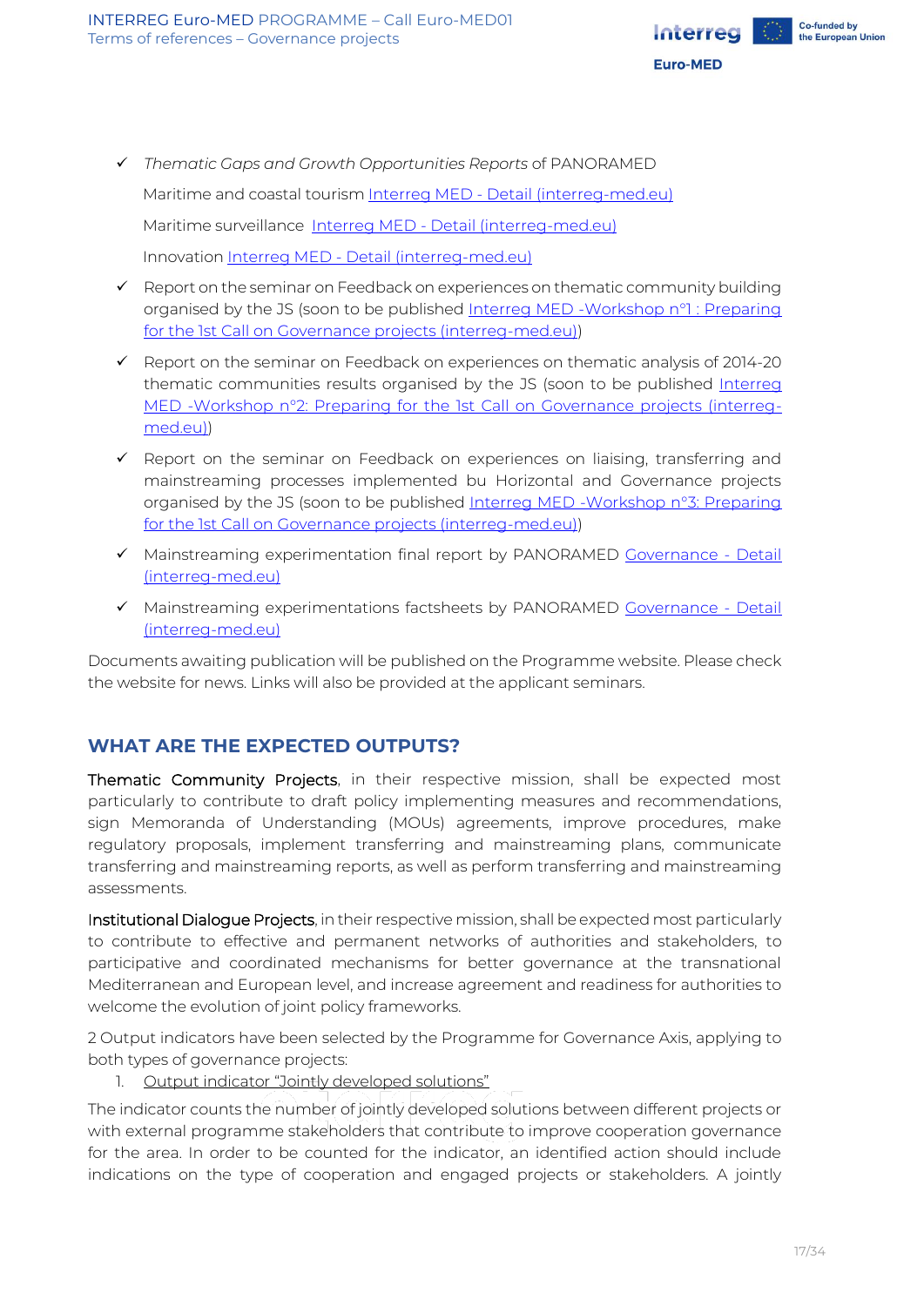- ✓ *Thematic Gaps and Growth Opportunities Reports* of PANORAMED

  Maritime and coastal tourism Interreg MED - Detail (interreg-med.eu)

  Maritime surveillance Interreg MED - Detail (interreg-med.eu)

  Innovation Interreg MED - Detail (interreg-med.eu)

- ✓ Report on the seminar on Feedback on experiences on thematic community building organised by the JS (soon to be published Interreg MED -Workshop n°1 : Preparing for the 1st Call on Governance projects (interreg-med.eu))

- ✓ Report on the seminar on Feedback on experiences on thematic analysis of 2014-20 thematic communities results organised by the JS (soon to be published Interreg MED -Workshop n°2: Preparing for the 1st Call on Governance projects (interreg-med.eu))

- ✓ Report on the seminar on Feedback on experiences on liaising, transferring and mainstreaming processes implemented bu Horizontal and Governance projects organised by the JS (soon to be published Interreg MED -Workshop n°3: Preparing for the 1st Call on Governance projects (interreg-med.eu))

- ✓ Mainstreaming experimentation final report by PANORAMED Governance - Detail (interreg-med.eu)

- ✓ Mainstreaming experimentations factsheets by PANORAMED Governance - Detail (interreg-med.eu)

Documents awaiting publication will be published on the Programme website. Please check the website for news. Links will also be provided at the applicant seminars.

## WHAT ARE THE EXPECTED OUTPUTS?

Thematic Community Projects, in their respective mission, shall be expected most particularly to contribute to draft policy implementing measures and recommendations, sign Memoranda of Understanding (MOUs) agreements, improve procedures, make regulatory proposals, implement transferring and mainstreaming plans, communicate transferring and mainstreaming reports, as well as perform transferring and mainstreaming assessments.

Institutional Dialogue Projects, in their respective mission, shall be expected most particularly to contribute to effective and permanent networks of authorities and stakeholders, to participative and coordinated mechanisms for better governance at the transnational Mediterranean and European level, and increase agreement and readiness for authorities to welcome the evolution of joint policy frameworks.

2 Output indicators have been selected by the Programme for Governance Axis, applying to both types of governance projects:

1. Output indicator "Jointly developed solutions"

The indicator counts the number of jointly developed solutions between different projects or with external programme stakeholders that contribute to improve cooperation governance for the area. In order to be counted for the indicator, an identified action should include indications on the type of cooperation and engaged projects or stakeholders. A jointly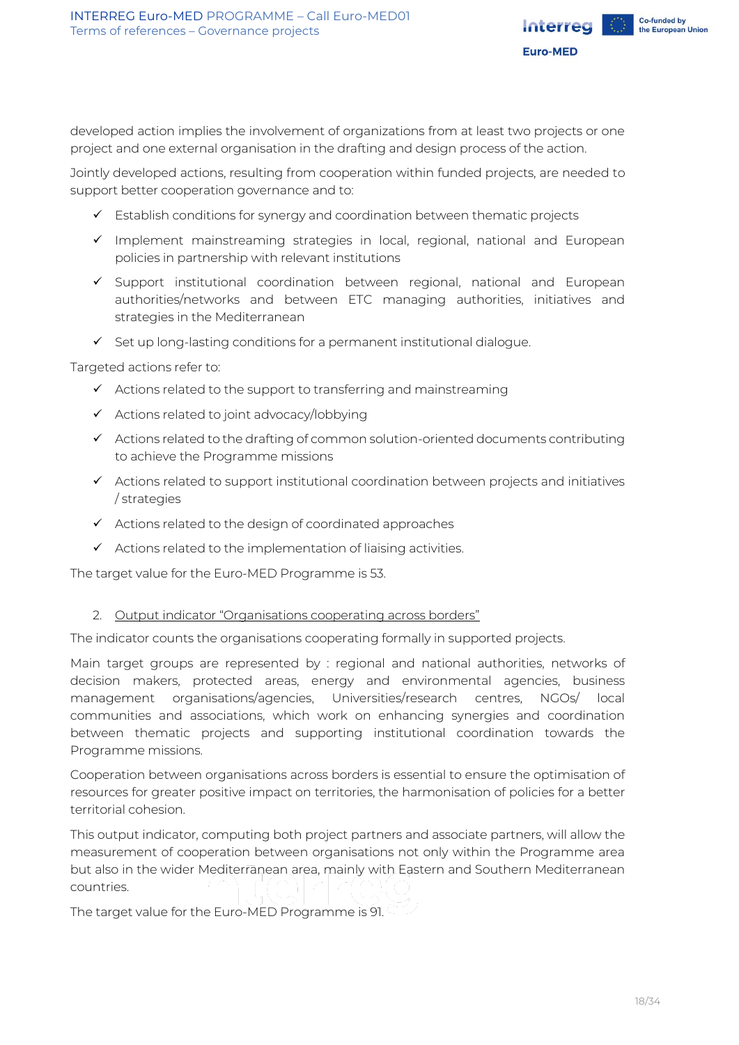developed action implies the involvement of organizations from at least two projects or one project and one external organisation in the drafting and design process of the action.

Jointly developed actions, resulting from cooperation within funded projects, are needed to support better cooperation governance and to:

- ✓ Establish conditions for synergy and coordination between thematic projects
- ✓ Implement mainstreaming strategies in local, regional, national and European policies in partnership with relevant institutions
- ✓ Support institutional coordination between regional, national and European authorities/networks and between ETC managing authorities, initiatives and strategies in the Mediterranean
- ✓ Set up long-lasting conditions for a permanent institutional dialogue.

Targeted actions refer to:

- ✓ Actions related to the support to transferring and mainstreaming
- ✓ Actions related to joint advocacy/lobbying
- ✓ Actions related to the drafting of common solution-oriented documents contributing to achieve the Programme missions
- ✓ Actions related to support institutional coordination between projects and initiatives / strategies
- ✓ Actions related to the design of coordinated approaches
- ✓ Actions related to the implementation of liaising activities.

The target value for the Euro-MED Programme is 53.

2. Output indicator "Organisations cooperating across borders"

The indicator counts the organisations cooperating formally in supported projects.

Main target groups are represented by : regional and national authorities, networks of decision makers, protected areas, energy and environmental agencies, business management organisations/agencies, Universities/research centres, NGOs/ local communities and associations, which work on enhancing synergies and coordination between thematic projects and supporting institutional coordination towards the Programme missions.

Cooperation between organisations across borders is essential to ensure the optimisation of resources for greater positive impact on territories, the harmonisation of policies for a better territorial cohesion.

This output indicator, computing both project partners and associate partners, will allow the measurement of cooperation between organisations not only within the Programme area but also in the wider Mediterranean area, mainly with Eastern and Southern Mediterranean countries.

The target value for the Euro-MED Programme is 91.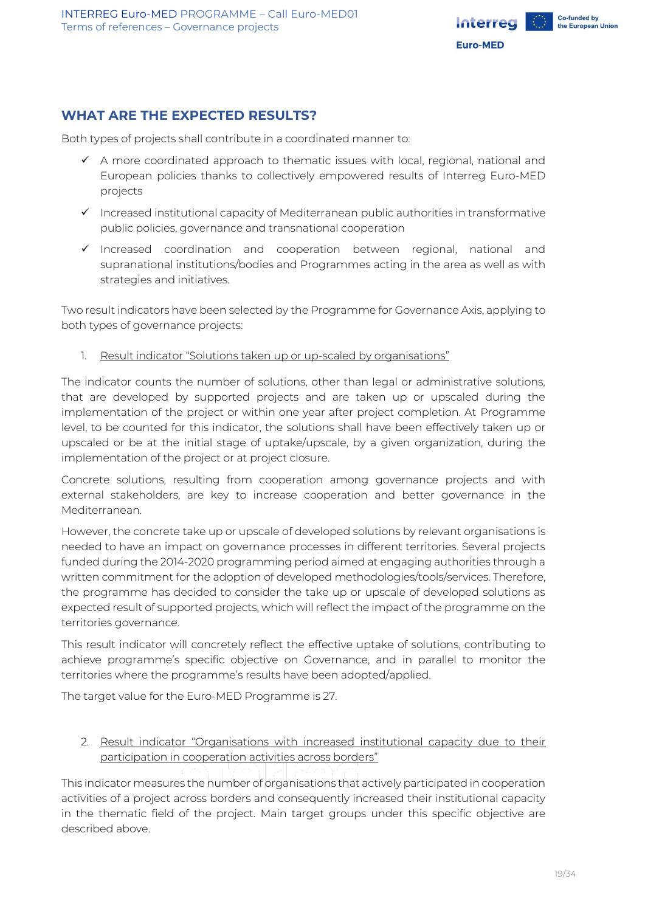## WHAT ARE THE EXPECTED RESULTS?

Both types of projects shall contribute in a coordinated manner to:

- ✓ A more coordinated approach to thematic issues with local, regional, national and European policies thanks to collectively empowered results of Interreg Euro-MED projects
- ✓ Increased institutional capacity of Mediterranean public authorities in transformative public policies, governance and transnational cooperation
- ✓ Increased coordination and cooperation between regional, national and supranational institutions/bodies and Programmes acting in the area as well as with strategies and initiatives.

Two result indicators have been selected by the Programme for Governance Axis, applying to both types of governance projects:

1. Result indicator "Solutions taken up or up-scaled by organisations"

The indicator counts the number of solutions, other than legal or administrative solutions, that are developed by supported projects and are taken up or upscaled during the implementation of the project or within one year after project completion. At Programme level, to be counted for this indicator, the solutions shall have been effectively taken up or upscaled or be at the initial stage of uptake/upscale, by a given organization, during the implementation of the project or at project closure.

Concrete solutions, resulting from cooperation among governance projects and with external stakeholders, are key to increase cooperation and better governance in the Mediterranean.

However, the concrete take up or upscale of developed solutions by relevant organisations is needed to have an impact on governance processes in different territories. Several projects funded during the 2014-2020 programming period aimed at engaging authorities through a written commitment for the adoption of developed methodologies/tools/services. Therefore, the programme has decided to consider the take up or upscale of developed solutions as expected result of supported projects, which will reflect the impact of the programme on the territories governance.

This result indicator will concretely reflect the effective uptake of solutions, contributing to achieve programme's specific objective on Governance, and in parallel to monitor the territories where the programme's results have been adopted/applied.

The target value for the Euro-MED Programme is 27.

2. Result indicator "Organisations with increased institutional capacity due to their participation in cooperation activities across borders"

This indicator measures the number of organisations that actively participated in cooperation activities of a project across borders and consequently increased their institutional capacity in the thematic field of the project. Main target groups under this specific objective are described above.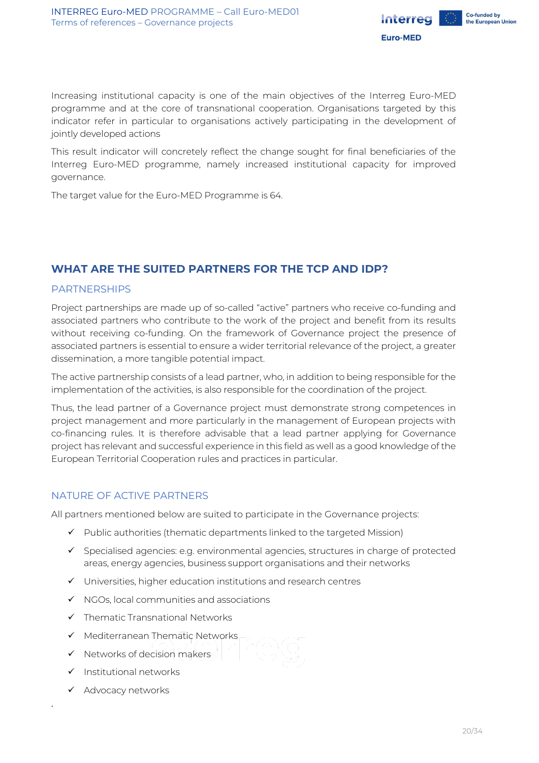Increasing institutional capacity is one of the main objectives of the Interreg Euro-MED programme and at the core of transnational cooperation. Organisations targeted by this indicator refer in particular to organisations actively participating in the development of jointly developed actions

This result indicator will concretely reflect the change sought for final beneficiaries of the Interreg Euro-MED programme, namely increased institutional capacity for improved governance.

The target value for the Euro-MED Programme is 64.

## WHAT ARE THE SUITED PARTNERS FOR THE TCP AND IDP?

### PARTNERSHIPS

Project partnerships are made up of so-called "active" partners who receive co-funding and associated partners who contribute to the work of the project and benefit from its results without receiving co-funding. On the framework of Governance project the presence of associated partners is essential to ensure a wider territorial relevance of the project, a greater dissemination, a more tangible potential impact.

The active partnership consists of a lead partner, who, in addition to being responsible for the implementation of the activities, is also responsible for the coordination of the project.

Thus, the lead partner of a Governance project must demonstrate strong competences in project management and more particularly in the management of European projects with co-financing rules. It is therefore advisable that a lead partner applying for Governance project has relevant and successful experience in this field as well as a good knowledge of the European Territorial Cooperation rules and practices in particular.

### NATURE OF ACTIVE PARTNERS

All partners mentioned below are suited to participate in the Governance projects:

- ✓ Public authorities (thematic departments linked to the targeted Mission)
- ✓ Specialised agencies: e.g. environmental agencies, structures in charge of protected areas, energy agencies, business support organisations and their networks
- ✓ Universities, higher education institutions and research centres
- ✓ NGOs, local communities and associations
- ✓ Thematic Transnational Networks
- ✓ Mediterranean Thematic Networks
- ✓ Networks of decision makers
- ✓ Institutional networks
- ✓ Advocacy networks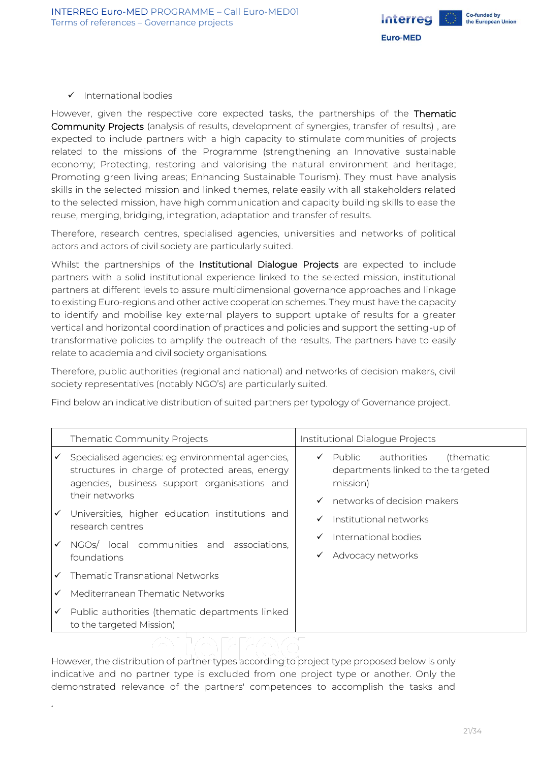- ✓ International bodies

However, given the respective core expected tasks, the partnerships of the **Thematic Community Projects** (analysis of results, development of synergies, transfer of results) , are expected to include partners with a high capacity to stimulate communities of projects related to the missions of the Programme (strengthening an Innovative sustainable economy; Protecting, restoring and valorising the natural environment and heritage; Promoting green living areas; Enhancing Sustainable Tourism). They must have analysis skills in the selected mission and linked themes, relate easily with all stakeholders related to the selected mission, have high communication and capacity building skills to ease the reuse, merging, bridging, integration, adaptation and transfer of results.

Therefore, research centres, specialised agencies, universities and networks of political actors and actors of civil society are particularly suited.

Whilst the partnerships of the **Institutional Dialogue Projects** are expected to include partners with a solid institutional experience linked to the selected mission, institutional partners at different levels to assure multidimensional governance approaches and linkage to existing Euro-regions and other active cooperation schemes. They must have the capacity to identify and mobilise key external players to support uptake of results for a greater vertical and horizontal coordination of practices and policies and support the setting-up of transformative policies to amplify the outreach of the results. The partners have to easily relate to academia and civil society organisations.

Therefore, public authorities (regional and national) and networks of decision makers, civil society representatives (notably NGO's) are particularly suited.

Find below an indicative distribution of suited partners per typology of Governance project.

| Thematic Community Projects | Institutional Dialogue Projects |
|---|---|
| ✓ Specialised agencies: eg environmental agencies, structures in charge of protected areas, energy agencies, business support organisations and their networks<br>✓ Universities, higher education institutions and research centres<br>✓ NGOs/ local communities and associations, foundations<br>✓ Thematic Transnational Networks<br>✓ Mediterranean Thematic Networks<br>✓ Public authorities (thematic departments linked to the targeted Mission) | ✓ Public authorities (thematic departments linked to the targeted mission)<br>✓ networks of decision makers<br>✓ Institutional networks<br>✓ International bodies<br>✓ Advocacy networks |

However, the distribution of partner types according to project type proposed below is only indicative and no partner type is excluded from one project type or another. Only the demonstrated relevance of the partners' competences to accomplish the tasks and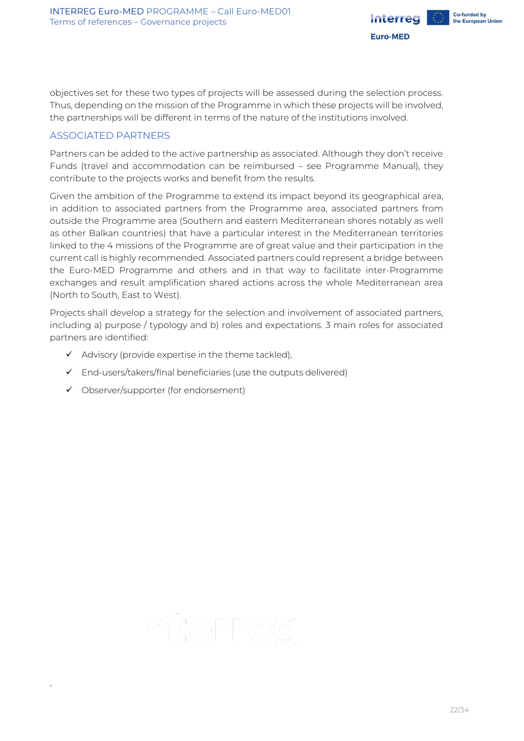objectives set for these two types of projects will be assessed during the selection process. Thus, depending on the mission of the Programme in which these projects will be involved, the partnerships will be different in terms of the nature of the institutions involved.

## ASSOCIATED PARTNERS

Partners can be added to the active partnership as associated. Although they don't receive Funds (travel and accommodation can be reimbursed – see Programme Manual), they contribute to the projects works and benefit from the results.

Given the ambition of the Programme to extend its impact beyond its geographical area, in addition to associated partners from the Programme area, associated partners from outside the Programme area (Southern and eastern Mediterranean shores notably as well as other Balkan countries) that have a particular interest in the Mediterranean territories linked to the 4 missions of the Programme are of great value and their participation in the current call is highly recommended. Associated partners could represent a bridge between the Euro-MED Programme and others and in that way to facilitate inter-Programme exchanges and result amplification shared actions across the whole Mediterranean area (North to South, East to West).

Projects shall develop a strategy for the selection and involvement of associated partners, including a) purpose / typology and b) roles and expectations. 3 main roles for associated partners are identified:

- ✓ Advisory (provide expertise in the theme tackled),
- ✓ End-users/takers/final beneficiaries (use the outputs delivered)
- ✓ Observer/supporter (for endorsement)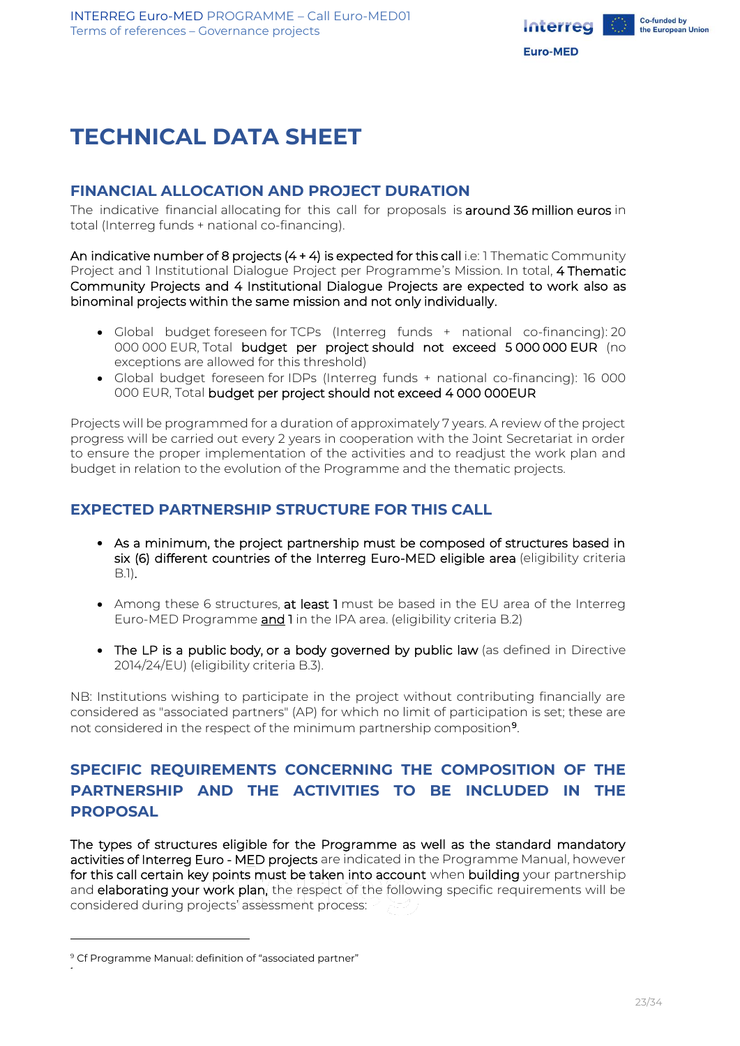# TECHNICAL DATA SHEET

## FINANCIAL ALLOCATION AND PROJECT DURATION

The indicative financial allocating for this call for proposals is **around 36 million euros** in total (Interreg funds + national co-financing).

**An indicative number of 8 projects (4 + 4) is expected for this call** i.e: 1 Thematic Community Project and 1 Institutional Dialogue Project per Programme's Mission. In total, **4 Thematic Community Projects and 4 Institutional Dialogue Projects are expected to work also as binominal projects within the same mission and not only individually.**

- Global budget foreseen for TCPs (Interreg funds + national co-financing): 20 000 000 EUR, Total **budget per project should not exceed 5 000 000 EUR** (no exceptions are allowed for this threshold)
- Global budget foreseen for IDPs (Interreg funds + national co-financing): 16 000 000 EUR, Total **budget per project should not exceed 4 000 000EUR**

Projects will be programmed for a duration of approximately 7 years. A review of the project progress will be carried out every 2 years in cooperation with the Joint Secretariat in order to ensure the proper implementation of the activities and to readjust the work plan and budget in relation to the evolution of the Programme and the thematic projects.

## EXPECTED PARTNERSHIP STRUCTURE FOR THIS CALL

- **As a minimum, the project partnership must be composed of structures based in six (6) different countries of the Interreg Euro-MED eligible area** (eligibility criteria B.1).

- Among these 6 structures, **at least 1** must be based in the EU area of the Interreg Euro-MED Programme <u>and</u> 1 in the IPA area. (eligibility criteria B.2)

- **The LP is a public body, or a body governed by public law** (as defined in Directive 2014/24/EU) (eligibility criteria B.3).

NB: Institutions wishing to participate in the project without contributing financially are considered as "associated partners" (AP) for which no limit of participation is set; these are not considered in the respect of the minimum partnership composition[9].

## SPECIFIC REQUIREMENTS CONCERNING THE COMPOSITION OF THE PARTNERSHIP AND THE ACTIVITIES TO BE INCLUDED IN THE PROPOSAL

**The types of structures eligible for the Programme as well as the standard mandatory activities of Interreg Euro - MED projects** are indicated in the Programme Manual, however **for this call certain key points must be taken into account** when **building** your partnership and **elaborating your work plan,** the respect of the following specific requirements will be considered during projects' assessment process:

[9] Cf Programme Manual: definition of "associated partner"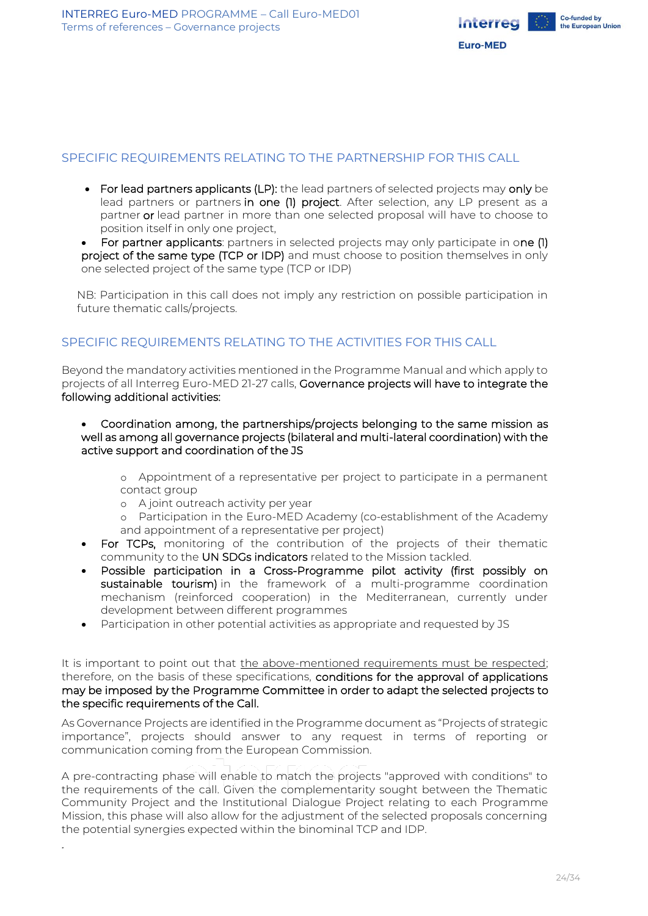## SPECIFIC REQUIREMENTS RELATING TO THE PARTNERSHIP FOR THIS CALL

- **For lead partners applicants (LP):** the lead partners of selected projects may **only** be lead partners or partners **in one (1) project**. After selection, any LP present as a partner **or** lead partner in more than one selected proposal will have to choose to position itself in only one project,
- **For partner applicants**: partners in selected projects may only participate in **one (1) project of the same type (TCP or IDP)** and must choose to position themselves in only one selected project of the same type (TCP or IDP)

NB: Participation in this call does not imply any restriction on possible participation in future thematic calls/projects.

## SPECIFIC REQUIREMENTS RELATING TO THE ACTIVITIES FOR THIS CALL

Beyond the mandatory activities mentioned in the Programme Manual and which apply to projects of all Interreg Euro-MED 21-27 calls, **Governance projects will have to integrate the following additional activities:**

- **Coordination among, the partnerships/projects belonging to the same mission as well as among all governance projects (bilateral and multi-lateral coordination) with the active support and coordination of the JS**
    - Appointment of a representative per project to participate in a permanent contact group
    - A joint outreach activity per year
    - Participation in the Euro-MED Academy (co-establishment of the Academy and appointment of a representative per project)
- **For TCPs,** monitoring of the contribution of the projects of their thematic community to the **UN SDGs indicators** related to the Mission tackled.
- **Possible participation in a Cross-Programme pilot activity (first possibly on sustainable tourism)** in the framework of a multi-programme coordination mechanism (reinforced cooperation) in the Mediterranean, currently under development between different programmes
- Participation in other potential activities as appropriate and requested by JS

It is important to point out that <u>the above-mentioned requirements must be respected</u>; therefore, on the basis of these specifications, **conditions for the approval of applications may be imposed by the Programme Committee in order to adapt the selected projects to the specific requirements of the Call.**

As Governance Projects are identified in the Programme document as "Projects of strategic importance", projects should answer to any request in terms of reporting or communication coming from the European Commission.

A pre-contracting phase will enable to match the projects "approved with conditions" to the requirements of the call. Given the complementarity sought between the Thematic Community Project and the Institutional Dialogue Project relating to each Programme Mission, this phase will also allow for the adjustment of the selected proposals concerning the potential synergies expected within the binominal TCP and IDP.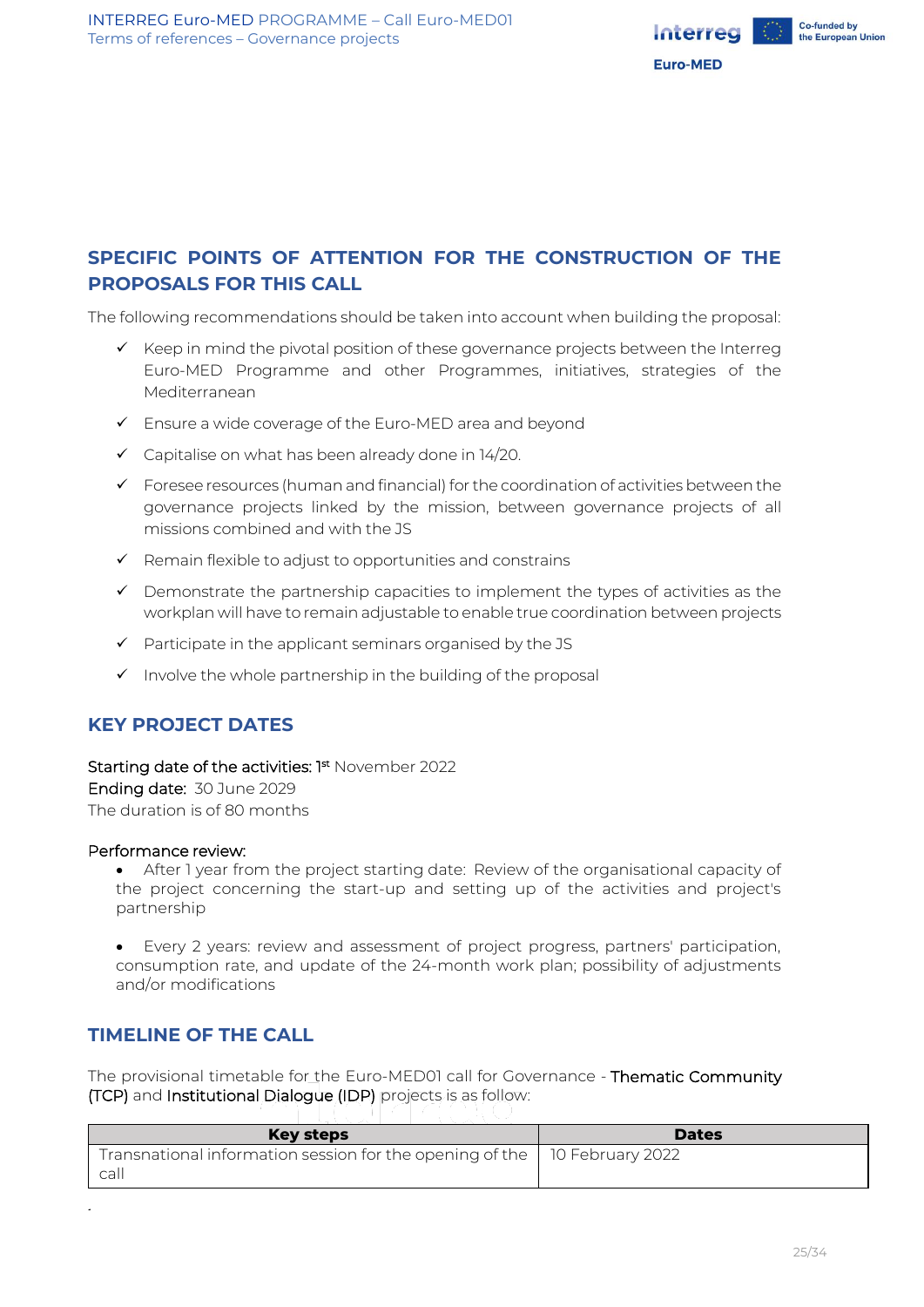## SPECIFIC POINTS OF ATTENTION FOR THE CONSTRUCTION OF THE PROPOSALS FOR THIS CALL

The following recommendations should be taken into account when building the proposal:

- ✓ Keep in mind the pivotal position of these governance projects between the Interreg Euro-MED Programme and other Programmes, initiatives, strategies of the Mediterranean
- ✓ Ensure a wide coverage of the Euro-MED area and beyond
- ✓ Capitalise on what has been already done in 14/20.
- ✓ Foresee resources (human and financial) for the coordination of activities between the governance projects linked by the mission, between governance projects of all missions combined and with the JS
- ✓ Remain flexible to adjust to opportunities and constrains
- ✓ Demonstrate the partnership capacities to implement the types of activities as the workplan will have to remain adjustable to enable true coordination between projects
- ✓ Participate in the applicant seminars organised by the JS
- ✓ Involve the whole partnership in the building of the proposal

## KEY PROJECT DATES

Starting date of the activities: 1st November 2022
Ending date: 30 June 2029
The duration is of 80 months

Performance review:

- After 1 year from the project starting date: Review of the organisational capacity of the project concerning the start-up and setting up of the activities and project's partnership
- Every 2 years: review and assessment of project progress, partners' participation, consumption rate, and update of the 24-month work plan; possibility of adjustments and/or modifications

## TIMELINE OF THE CALL

The provisional timetable for the Euro-MED01 call for Governance - Thematic Community (TCP) and Institutional Dialogue (IDP) projects is as follow:

| Key steps | Dates |
|---|---|
| Transnational information session for the opening of the call | 10 February 2022 |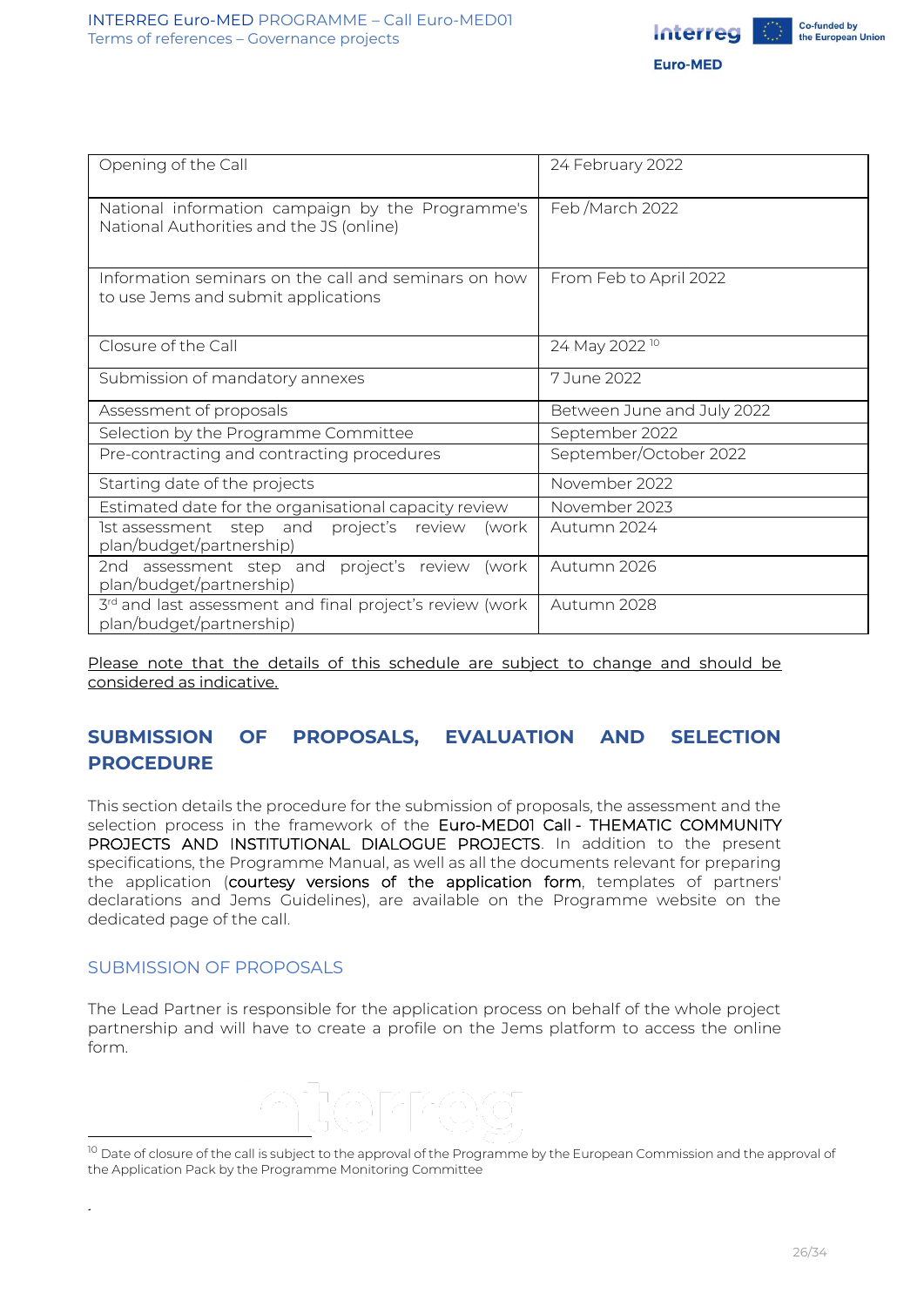| Opening of the Call | 24 February 2022 |
|---|---|
| National information campaign by the Programme's National Authorities and the JS (online) | Feb /March 2022 |
| Information seminars on the call and seminars on how to use Jems and submit applications | From Feb to April 2022 |
| Closure of the Call | 24 May 2022 [10] |
| Submission of mandatory annexes | 7 June 2022 |
| Assessment of proposals | Between June and July 2022 |
| Selection by the Programme Committee | September 2022 |
| Pre-contracting and contracting procedures | September/October 2022 |
| Starting date of the projects | November 2022 |
| Estimated date for the organisational capacity review | November 2023 |
| 1st assessment step and project's review (work plan/budget/partnership) | Autumn 2024 |
| 2nd assessment step and project's review (work plan/budget/partnership) | Autumn 2026 |
| 3rd and last assessment and final project's review (work plan/budget/partnership) | Autumn 2028 |

Please note that the details of this schedule are subject to change and should be considered as indicative.

## SUBMISSION OF PROPOSALS, EVALUATION AND SELECTION PROCEDURE

This section details the procedure for the submission of proposals, the assessment and the selection process in the framework of the Euro-MED01 Call - THEMATIC COMMUNITY PROJECTS AND INSTITUTIONAL DIALOGUE PROJECTS. In addition to the present specifications, the Programme Manual, as well as all the documents relevant for preparing the application (courtesy versions of the application form, templates of partners' declarations and Jems Guidelines), are available on the Programme website on the dedicated page of the call.

### SUBMISSION OF PROPOSALS

The Lead Partner is responsible for the application process on behalf of the whole project partnership and will have to create a profile on the Jems platform to access the online form.

[10] Date of closure of the call is subject to the approval of the Programme by the European Commission and the approval of the Application Pack by the Programme Monitoring Committee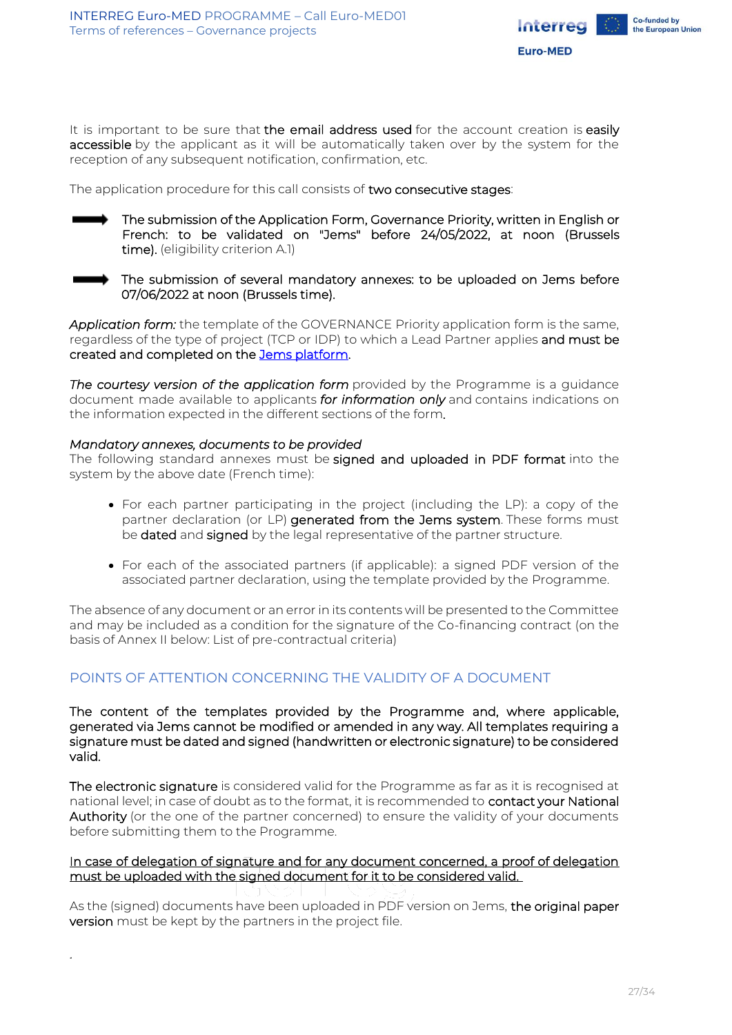It is important to be sure that **the email address used** for the account creation is **easily accessible** by the applicant as it will be automatically taken over by the system for the reception of any subsequent notification, confirmation, etc.

The application procedure for this call consists of **two consecutive stages**:

- **The submission of the Application Form, Governance Priority, written in English or French: to be validated on "Jems" before 24/05/2022, at noon (Brussels time).** (eligibility criterion A.1)

- **The submission of several mandatory annexes: to be uploaded on Jems before 07/06/2022 at noon (Brussels time).**

*Application form:* the template of the GOVERNANCE Priority application form is the same, regardless of the type of project (TCP or IDP) to which a Lead Partner applies **and must be created and completed on the** Jems platform.

*The courtesy version of the application form* provided by the Programme is a guidance document made available to applicants ***for information only*** and contains indications on the information expected in the different sections of the form.

*Mandatory annexes, documents to be provided*
The following standard annexes must be **signed and uploaded in PDF format** into the system by the above date (French time):

- For each partner participating in the project (including the LP): a copy of the partner declaration (or LP) **generated from the Jems system**. These forms must be **dated** and **signed** by the legal representative of the partner structure.

- For each of the associated partners (if applicable): a signed PDF version of the associated partner declaration, using the template provided by the Programme.

The absence of any document or an error in its contents will be presented to the Committee and may be included as a condition for the signature of the Co-financing contract (on the basis of Annex II below: List of pre-contractual criteria)

## POINTS OF ATTENTION CONCERNING THE VALIDITY OF A DOCUMENT

**The content of the templates provided by the Programme and, where applicable, generated via Jems cannot be modified or amended in any way. All templates requiring a signature must be dated and signed (handwritten or electronic signature) to be considered valid.**

**The electronic signature** is considered valid for the Programme as far as it is recognised at national level; in case of doubt as to the format, it is recommended to **contact your National Authority** (or the one of the partner concerned) to ensure the validity of your documents before submitting them to the Programme.

<u>In case of delegation of signature and for any document concerned, a proof of delegation must be uploaded with the signed document for it to be considered valid.</u>

As the (signed) documents have been uploaded in PDF version on Jems, **the original paper version** must be kept by the partners in the project file.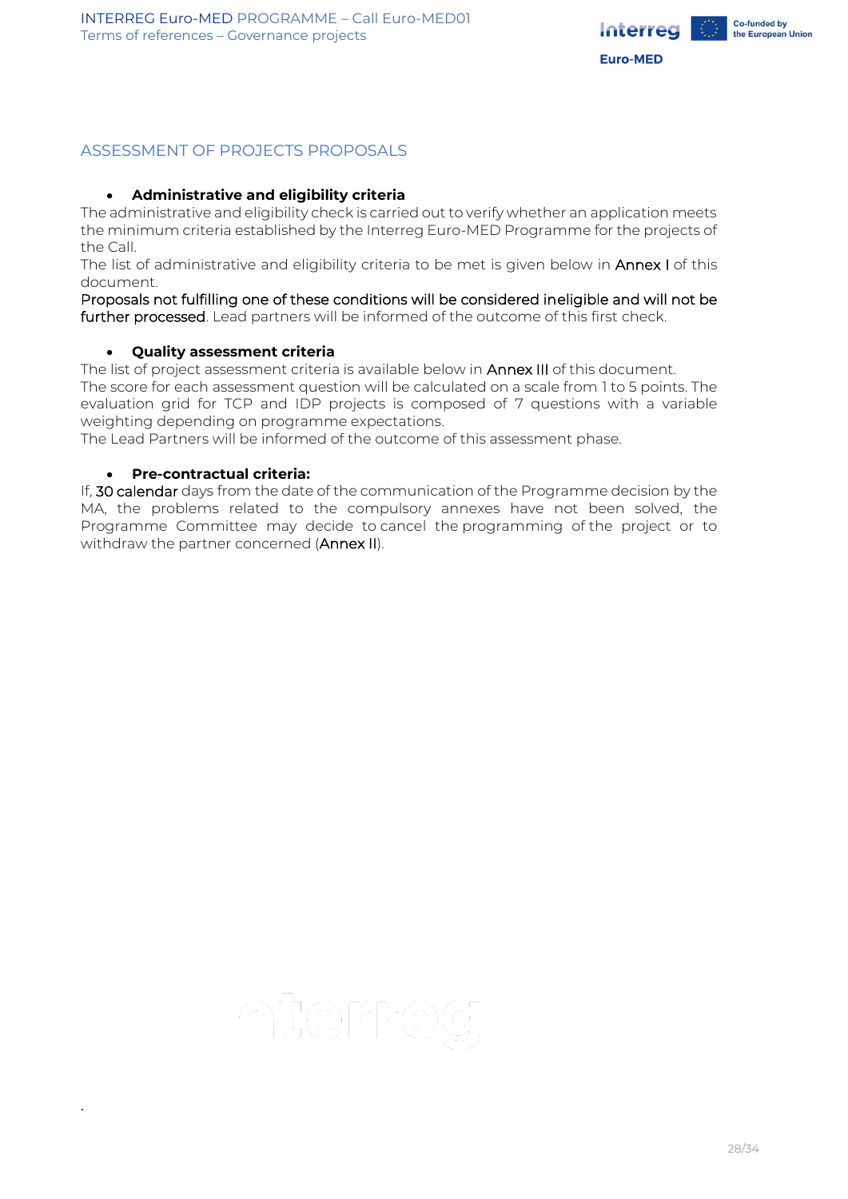## ASSESSMENT OF PROJECTS PROPOSALS

- **Administrative and eligibility criteria**

The administrative and eligibility check is carried out to verify whether an application meets the minimum criteria established by the Interreg Euro-MED Programme for the projects of the Call.

The list of administrative and eligibility criteria to be met is given below in Annex I of this document.

Proposals not fulfilling one of these conditions will be considered ineligible and will not be further processed. Lead partners will be informed of the outcome of this first check.

- **Quality assessment criteria**

The list of project assessment criteria is available below in Annex III of this document.

The score for each assessment question will be calculated on a scale from 1 to 5 points. The evaluation grid for TCP and IDP projects is composed of 7 questions with a variable weighting depending on programme expectations.

The Lead Partners will be informed of the outcome of this assessment phase.

- **Pre-contractual criteria:**

If, 30 calendar days from the date of the communication of the Programme decision by the MA, the problems related to the compulsory annexes have not been solved, the Programme Committee may decide to cancel the programming of the project or to withdraw the partner concerned (Annex II).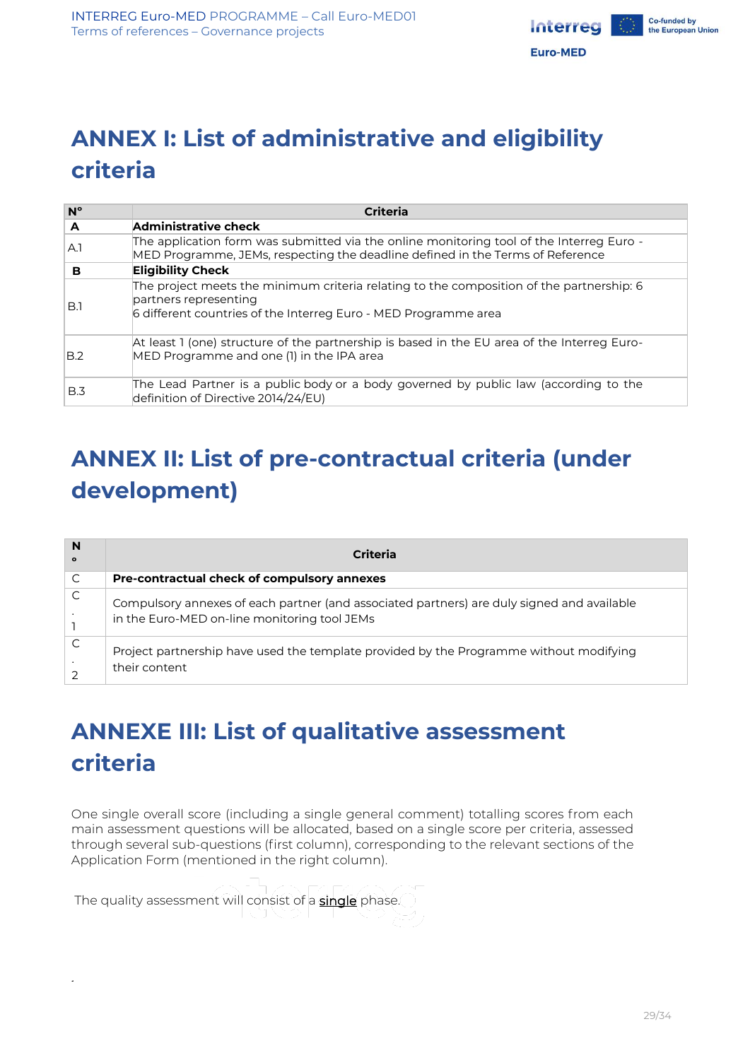# ANNEX I: List of administrative and eligibility criteria

| N° | Criteria |
|---|---|
| **A** | **Administrative check** |
| A.1 | The application form was submitted via the online monitoring tool of the Interreg Euro - MED Programme, JEMs, respecting the deadline defined in the Terms of Reference |
| **B** | **Eligibility Check** |
| B.1 | The project meets the minimum criteria relating to the composition of the partnership: 6 partners representing 6 different countries of the Interreg Euro - MED Programme area |
| B.2 | At least 1 (one) structure of the partnership is based in the EU area of the Interreg Euro-MED Programme and one (1) in the IPA area |
| B.3 | The Lead Partner is a public body or a body governed by public law (according to the definition of Directive 2014/24/EU) |

# ANNEX II: List of pre-contractual criteria (under development)

| N° | Criteria |
|---|---|
| C | **Pre-contractual check of compulsory annexes** |
| C.1 | Compulsory annexes of each partner (and associated partners) are duly signed and available in the Euro-MED on-line monitoring tool JEMs |
| C.2 | Project partnership have used the template provided by the Programme without modifying their content |

# ANNEXE III: List of qualitative assessment criteria

One single overall score (including a single general comment) totalling scores from each main assessment questions will be allocated, based on a single score per criteria, assessed through several sub-questions (first column), corresponding to the relevant sections of the Application Form (mentioned in the right column).

The quality assessment will consist of a single phase.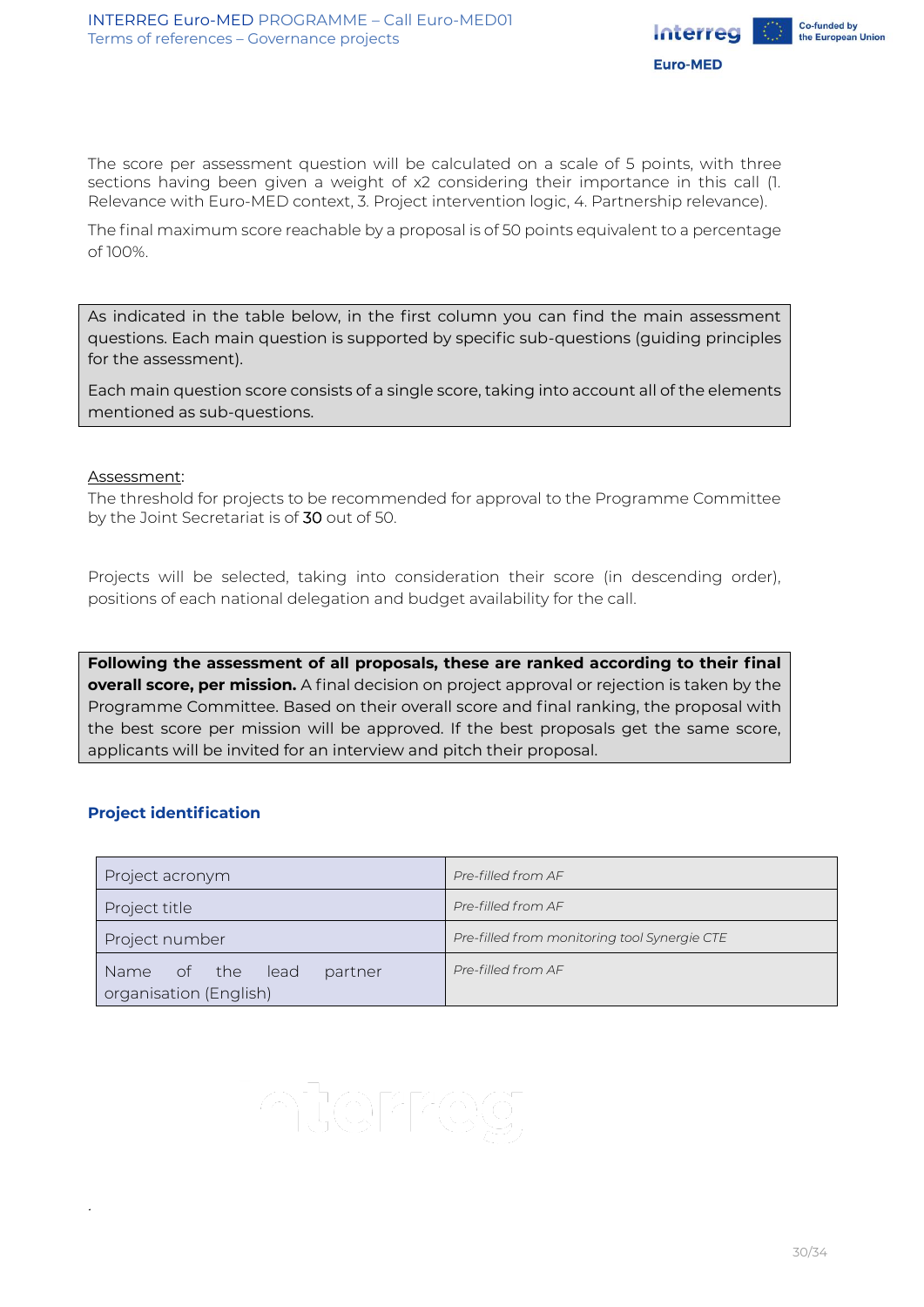The score per assessment question will be calculated on a scale of 5 points, with three sections having been given a weight of x2 considering their importance in this call (1. Relevance with Euro-MED context, 3. Project intervention logic, 4. Partnership relevance).

The final maximum score reachable by a proposal is of 50 points equivalent to a percentage of 100%.

As indicated in the table below, in the first column you can find the main assessment questions. Each main question is supported by specific sub-questions (guiding principles for the assessment).

Each main question score consists of a single score, taking into account all of the elements mentioned as sub-questions.

Assessment:
The threshold for projects to be recommended for approval to the Programme Committee by the Joint Secretariat is of 30 out of 50.

Projects will be selected, taking into consideration their score (in descending order), positions of each national delegation and budget availability for the call.

**Following the assessment of all proposals, these are ranked according to their final overall score, per mission.** A final decision on project approval or rejection is taken by the Programme Committee. Based on their overall score and final ranking, the proposal with the best score per mission will be approved. If the best proposals get the same score, applicants will be invited for an interview and pitch their proposal.

### Project identification

| | |
|---|---|
| Project acronym | *Pre-filled from AF* |
| Project title | *Pre-filled from AF* |
| Project number | *Pre-filled from monitoring tool Synergie CTE* |
| Name of the lead partner organisation (English) | *Pre-filled from AF* |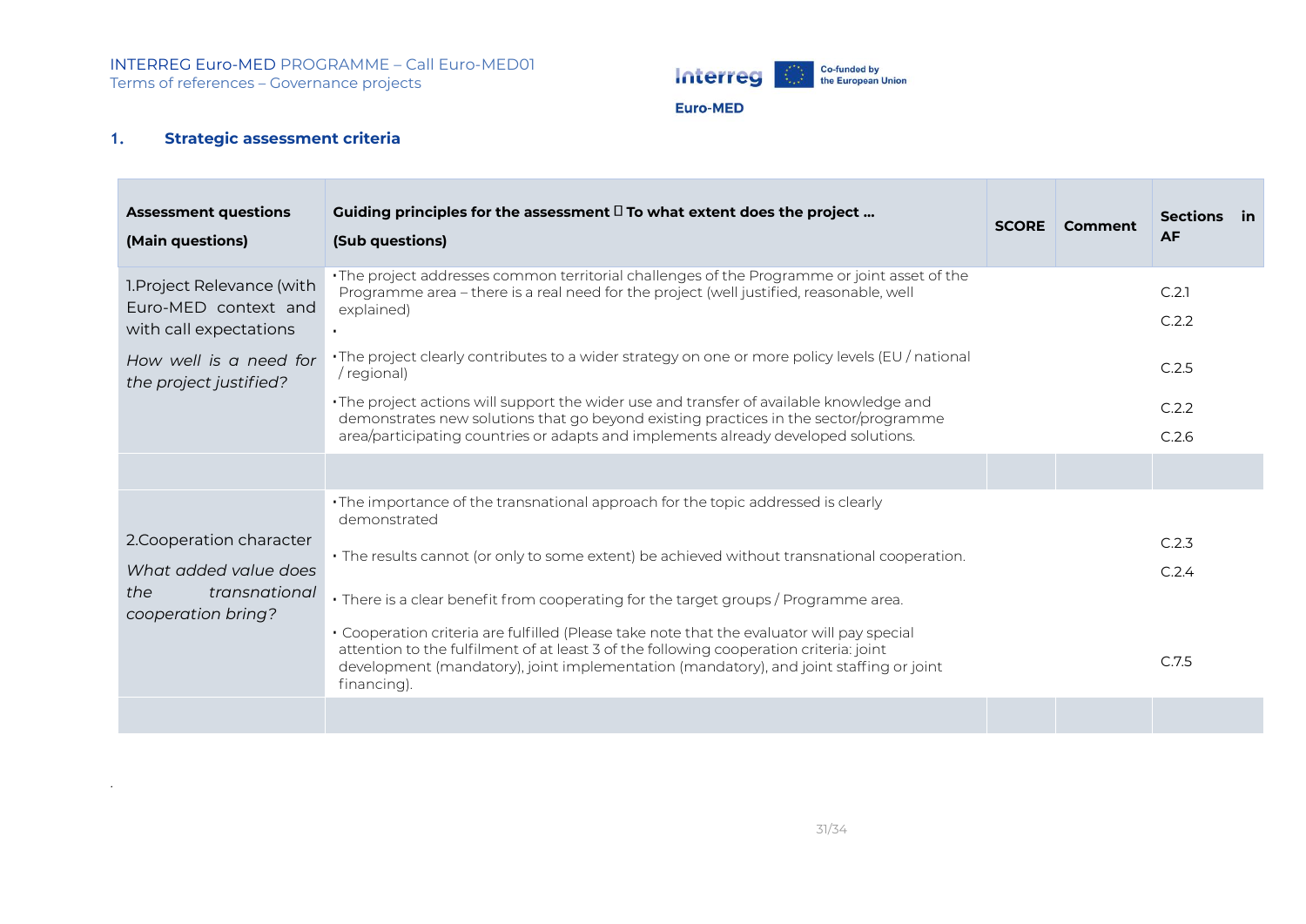## 1. Strategic assessment criteria

| Assessment questions (Main questions) | Guiding principles for the assessment  To what extent does the project … (Sub questions) | SCORE | Comment | Sections in AF |
|---|---|---|---|---|
| 1.Project Relevance (with Euro-MED context and with call expectations *How well is a need for the project justified?* | • The project addresses common territorial challenges of the Programme or joint asset of the Programme area – there is a real need for the project (well justified, reasonable, well explained) • | | | C.2.1 C.2.2 |
| | • The project clearly contributes to a wider strategy on one or more policy levels (EU / national / regional) | | | C.2.5 |
| | • The project actions will support the wider use and transfer of available knowledge and demonstrates new solutions that go beyond existing practices in the sector/programme area/participating countries or adapts and implements already developed solutions. | | | C.2.2 C.2.6 |
| | | | | |
| 2.Cooperation character *What added value does the transnational cooperation bring?* | • The importance of the transnational approach for the topic addressed is clearly demonstrated | | | C.2.3 C.2.4 |
| | • The results cannot (or only to some extent) be achieved without transnational cooperation. | | | |
| | • There is a clear benefit from cooperating for the target groups / Programme area. | | | |
| | • Cooperation criteria are fulfilled (Please take note that the evaluator will pay special attention to the fulfilment of at least 3 of the following cooperation criteria: joint development (mandatory), joint implementation (mandatory), and joint staffing or joint financing). | | | C.7.5 |
| | | | | |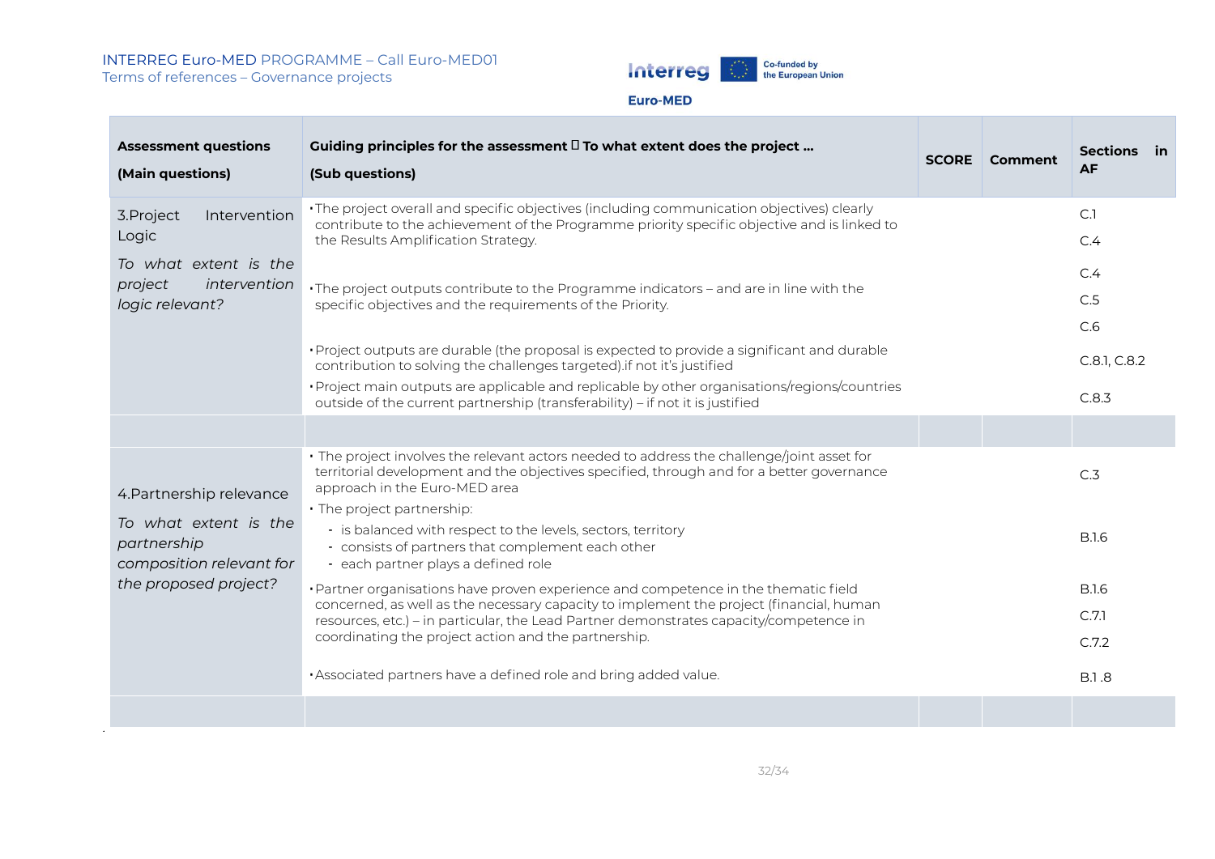| Assessment questions<br>(Main questions) | Guiding principles for the assessment  To what extent does the project …<br>(Sub questions) | SCORE | Comment | Sections in AF |
|---|---|---|---|---|
| 3.Project Intervention Logic<br>*To what extent is the project intervention logic relevant?* | • The project overall and specific objectives (including communication objectives) clearly contribute to the achievement of the Programme priority specific objective and is linked to the Results Amplification Strategy. | | | C.1<br>C.4 |
| | • The project outputs contribute to the Programme indicators – and are in line with the specific objectives and the requirements of the Priority. | | | C.4<br>C.5<br>C.6 |
| | • Project outputs are durable (the proposal is expected to provide a significant and durable contribution to solving the challenges targeted).if not it's justified | | | C.8.1, C.8.2 |
| | • Project main outputs are applicable and replicable by other organisations/regions/countries outside of the current partnership (transferability) – if not it is justified | | | C.8.3 |
| | | | | |
| 4.Partnership relevance<br>*To what extent is the partnership composition relevant for the proposed project?* | • The project involves the relevant actors needed to address the challenge/joint asset for territorial development and the objectives specified, through and for a better governance approach in the Euro-MED area | | | C.3 |
| | • The project partnership:<br>- is balanced with respect to the levels, sectors, territory<br>- consists of partners that complement each other<br>- each partner plays a defined role | | | B.1.6 |
| | • Partner organisations have proven experience and competence in the thematic field concerned, as well as the necessary capacity to implement the project (financial, human resources, etc.) – in particular, the Lead Partner demonstrates capacity/competence in coordinating the project action and the partnership. | | | B.1.6<br>C.7.1<br>C.7.2 |
| | • Associated partners have a defined role and bring added value. | | | B.1 .8 |
| | | | | |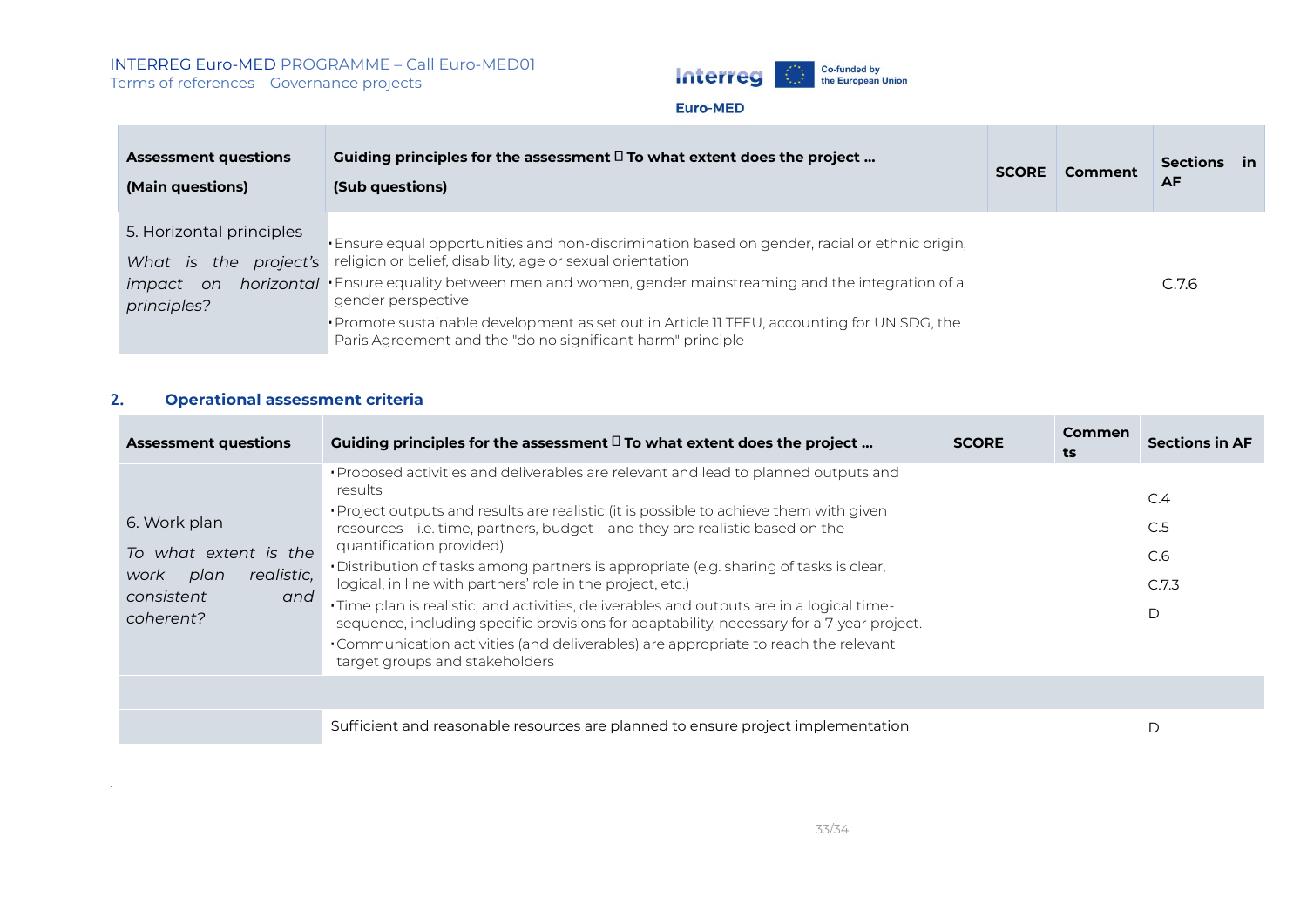| Assessment questions (Main questions) | Guiding principles for the assessment  To what extent does the project … (Sub questions) | SCORE | Comment | Sections in AF |
|---|---|---|---|---|
| 5. Horizontal principles *What is the project's impact on horizontal principles?* | • Ensure equal opportunities and non-discrimination based on gender, racial or ethnic origin, religion or belief, disability, age or sexual orientation<br>• Ensure equality between men and women, gender mainstreaming and the integration of a gender perspective<br>• Promote sustainable development as set out in Article 11 TFEU, accounting for UN SDG, the Paris Agreement and the "do no significant harm" principle | | | C.7.6 |

## 2. Operational assessment criteria

| Assessment questions | Guiding principles for the assessment  To what extent does the project … | SCORE | Comments | Sections in AF |
|---|---|---|---|---|
| 6. Work plan *To what extent is the work plan realistic, consistent and coherent?* | • Proposed activities and deliverables are relevant and lead to planned outputs and results<br>• Project outputs and results are realistic (it is possible to achieve them with given resources – i.e. time, partners, budget – and they are realistic based on the quantification provided)<br>• Distribution of tasks among partners is appropriate (e.g. sharing of tasks is clear, logical, in line with partners' role in the project, etc.)<br>• Time plan is realistic, and activities, deliverables and outputs are in a logical time-sequence, including specific provisions for adaptability, necessary for a 7-year project.<br>• Communication activities (and deliverables) are appropriate to reach the relevant target groups and stakeholders | | | C.4<br>C.5<br>C.6<br>C.7.3<br>D |
| | | | | |
| | Sufficient and reasonable resources are planned to ensure project implementation | | | D |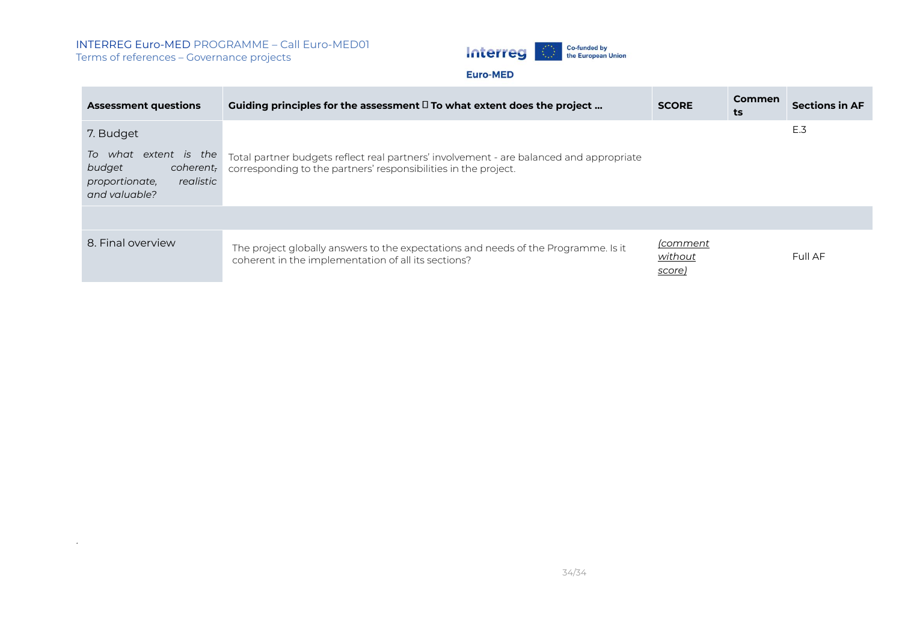| Assessment questions | Guiding principles for the assessment  To what extent does the project … | SCORE | Comments | Sections in AF |
|---|---|---|---|---|
| 7. Budget<br>*To what extent is the budget coherent, proportionate, realistic and valuable?* | Total partner budgets reflect real partners' involvement - are balanced and appropriate corresponding to the partners' responsibilities in the project. | | | E.3 |
| | | | | |
| 8. Final overview | The project globally answers to the expectations and needs of the Programme. Is it coherent in the implementation of all its sections? | *(comment without score)* | | Full AF |

.